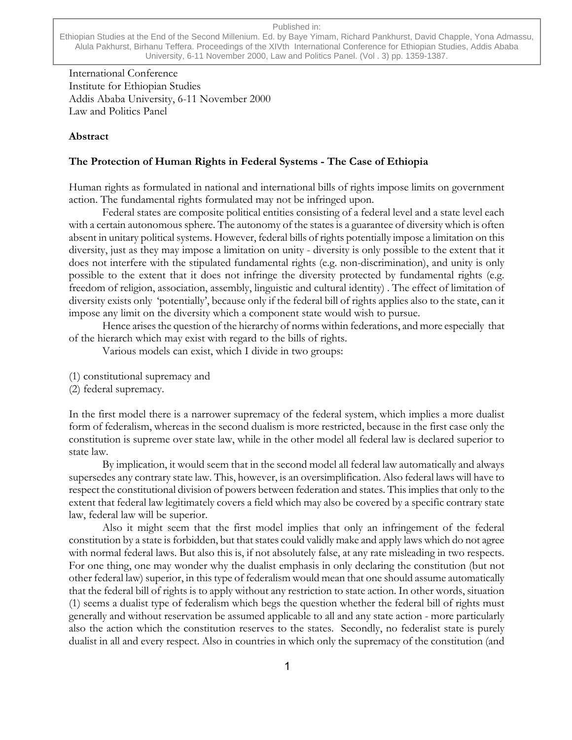Published in:
Ethiopian Studies at the End of the Second Millenium. Ed. by Baye Yimam, Richard Pankhurst, David Chapple, Yona Admassu, Alula Pakhurst, Birhanu Teffera. Proceedings of the XIVth International Conference for Ethiopian Studies, Addis Ababa University, 6-11 November 2000, Law and Politics Panel. (Vol . 3) pp. 1359-1387.

International Conference
Institute for Ethiopian Studies
Addis Ababa University, 6-11 November 2000
Law and Politics Panel

**Abstract**

## The Protection of Human Rights in Federal Systems - The Case of Ethiopia

Human rights as formulated in national and international bills of rights impose limits on government action. The fundamental rights formulated may not be infringed upon.

Federal states are composite political entities consisting of a federal level and a state level each with a certain autonomous sphere. The autonomy of the states is a guarantee of diversity which is often absent in unitary political systems. However, federal bills of rights potentially impose a limitation on this diversity, just as they may impose a limitation on unity - diversity is only possible to the extent that it does not interfere with the stipulated fundamental rights (e.g. non-discrimination), and unity is only possible to the extent that it does not infringe the diversity protected by fundamental rights (e.g. freedom of religion, association, assembly, linguistic and cultural identity) . The effect of limitation of diversity exists only 'potentially', because only if the federal bill of rights applies also to the state, can it impose any limit on the diversity which a component state would wish to pursue.

Hence arises the question of the hierarchy of norms within federations, and more especially that of the hierarch which may exist with regard to the bills of rights.

Various models can exist, which I divide in two groups:

(1) constitutional supremacy and
(2) federal supremacy.

In the first model there is a narrower supremacy of the federal system, which implies a more dualist form of federalism, whereas in the second dualism is more restricted, because in the first case only the constitution is supreme over state law, while in the other model all federal law is declared superior to state law.

By implication, it would seem that in the second model all federal law automatically and always supersedes any contrary state law. This, however, is an oversimplification. Also federal laws will have to respect the constitutional division of powers between federation and states. This implies that only to the extent that federal law legitimately covers a field which may also be covered by a specific contrary state law, federal law will be superior.

Also it might seem that the first model implies that only an infringement of the federal constitution by a state is forbidden, but that states could validly make and apply laws which do not agree with normal federal laws. But also this is, if not absolutely false, at any rate misleading in two respects. For one thing, one may wonder why the dualist emphasis in only declaring the constitution (but not other federal law) superior, in this type of federalism would mean that one should assume automatically that the federal bill of rights is to apply without any restriction to state action. In other words, situation (1) seems a dualist type of federalism which begs the question whether the federal bill of rights must generally and without reservation be assumed applicable to all and any state action - more particularly also the action which the constitution reserves to the states. Secondly, no federalist state is purely dualist in all and every respect. Also in countries in which only the supremacy of the constitution (and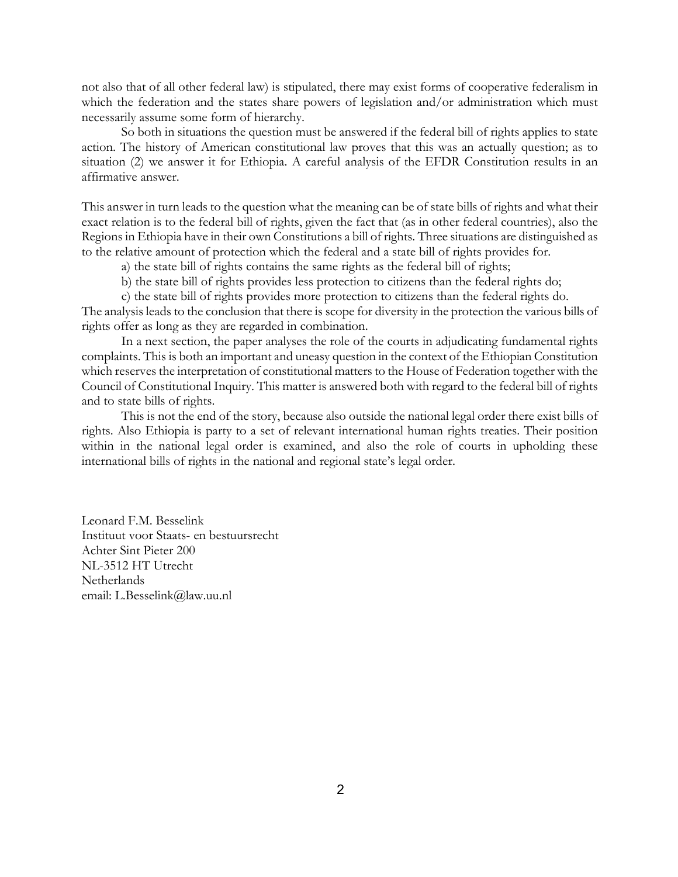not also that of all other federal law) is stipulated, there may exist forms of cooperative federalism in which the federation and the states share powers of legislation and/or administration which must necessarily assume some form of hierarchy.

So both in situations the question must be answered if the federal bill of rights applies to state action. The history of American constitutional law proves that this was an actually question; as to situation (2) we answer it for Ethiopia. A careful analysis of the EFDR Constitution results in an affirmative answer.

This answer in turn leads to the question what the meaning can be of state bills of rights and what their exact relation is to the federal bill of rights, given the fact that (as in other federal countries), also the Regions in Ethiopia have in their own Constitutions a bill of rights. Three situations are distinguished as to the relative amount of protection which the federal and a state bill of rights provides for.

a) the state bill of rights contains the same rights as the federal bill of rights;

b) the state bill of rights provides less protection to citizens than the federal rights do;

c) the state bill of rights provides more protection to citizens than the federal rights do.

The analysis leads to the conclusion that there is scope for diversity in the protection the various bills of rights offer as long as they are regarded in combination.

In a next section, the paper analyses the role of the courts in adjudicating fundamental rights complaints. This is both an important and uneasy question in the context of the Ethiopian Constitution which reserves the interpretation of constitutional matters to the House of Federation together with the Council of Constitutional Inquiry. This matter is answered both with regard to the federal bill of rights and to state bills of rights.

This is not the end of the story, because also outside the national legal order there exist bills of rights. Also Ethiopia is party to a set of relevant international human rights treaties. Their position within in the national legal order is examined, and also the role of courts in upholding these international bills of rights in the national and regional state's legal order.

Leonard F.M. Besselink
Instituut voor Staats- en bestuursrecht
Achter Sint Pieter 200
NL-3512 HT Utrecht
Netherlands
email: L.Besselink@law.uu.nl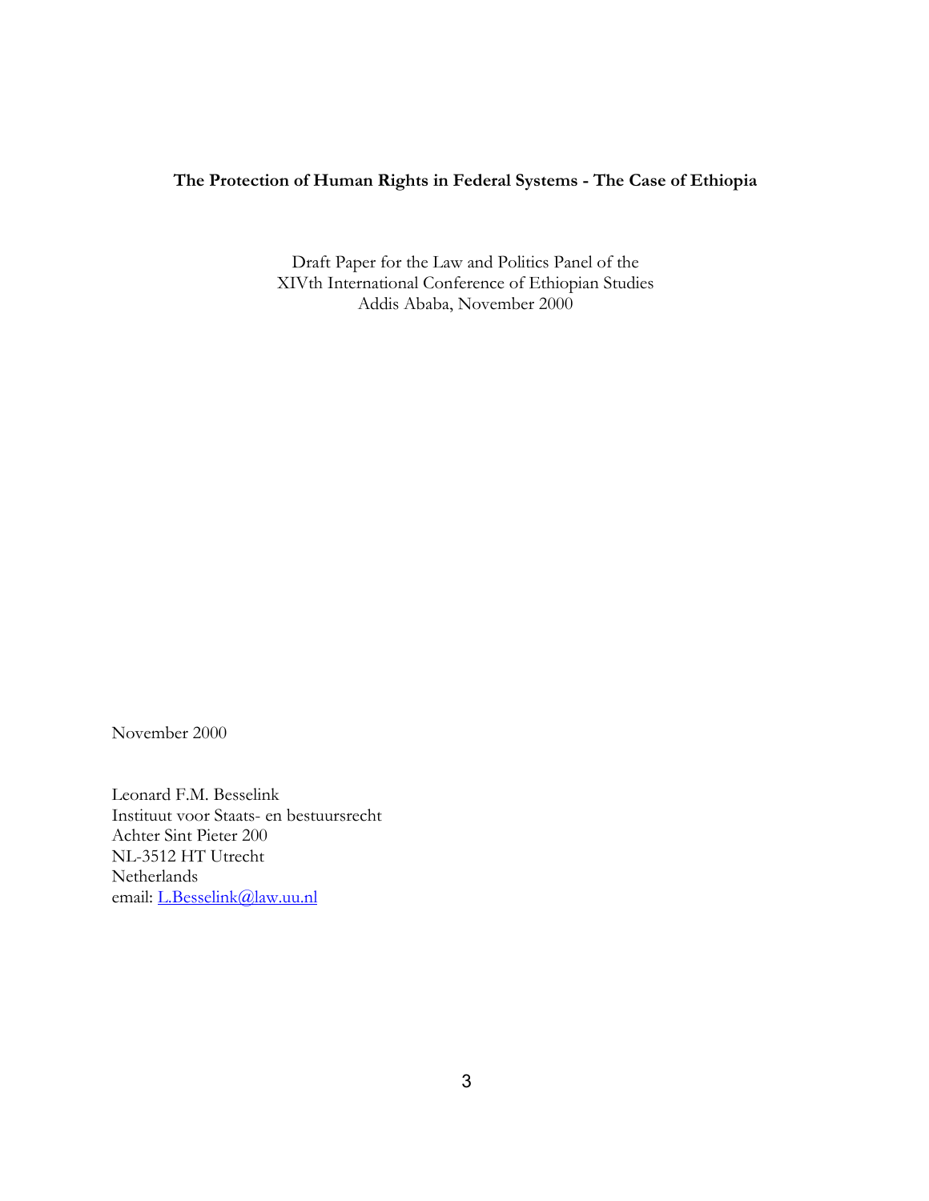**The Protection of Human Rights in Federal Systems - The Case of Ethiopia**

Draft Paper for the Law and Politics Panel of the
XIVth International Conference of Ethiopian Studies
Addis Ababa, November 2000

November 2000

Leonard F.M. Besselink
Instituut voor Staats- en bestuursrecht
Achter Sint Pieter 200
NL-3512 HT Utrecht
Netherlands
email: L.Besselink@law.uu.nl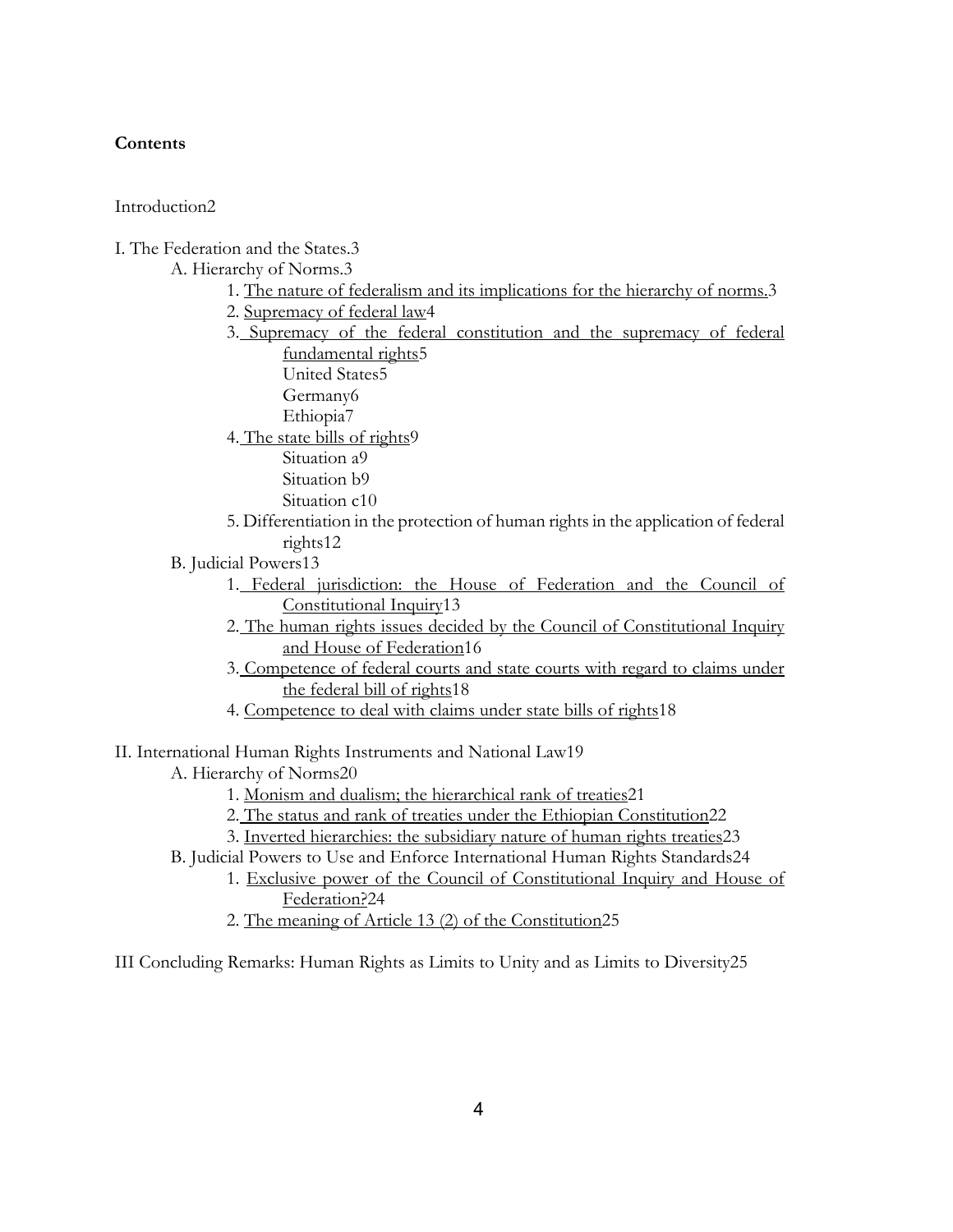**Contents**

Introduction2

I. The Federation and the States.3

- A. Hierarchy of Norms.3
  - 1. The nature of federalism and its implications for the hierarchy of norms.3
  - 2. Supremacy of federal law4
  - 3. Supremacy of the federal constitution and the supremacy of federal fundamental rights5
    - United States5
    - Germany6
    - Ethiopia7
  - 4. The state bills of rights9
    - Situation a9
    - Situation b9
    - Situation c10
  - 5. Differentiation in the protection of human rights in the application of federal rights12
- B. Judicial Powers13
  - 1. Federal jurisdiction: the House of Federation and the Council of Constitutional Inquiry13
  - 2. The human rights issues decided by the Council of Constitutional Inquiry and House of Federation16
  - 3. Competence of federal courts and state courts with regard to claims under the federal bill of rights18
  - 4. Competence to deal with claims under state bills of rights18

II. International Human Rights Instruments and National Law19

- A. Hierarchy of Norms20
  - 1. Monism and dualism; the hierarchical rank of treaties21
  - 2. The status and rank of treaties under the Ethiopian Constitution22
  - 3. Inverted hierarchies: the subsidiary nature of human rights treaties23
- B. Judicial Powers to Use and Enforce International Human Rights Standards24
  - 1. Exclusive power of the Council of Constitutional Inquiry and House of Federation?24
  - 2. The meaning of Article 13 (2) of the Constitution25

III Concluding Remarks: Human Rights as Limits to Unity and as Limits to Diversity25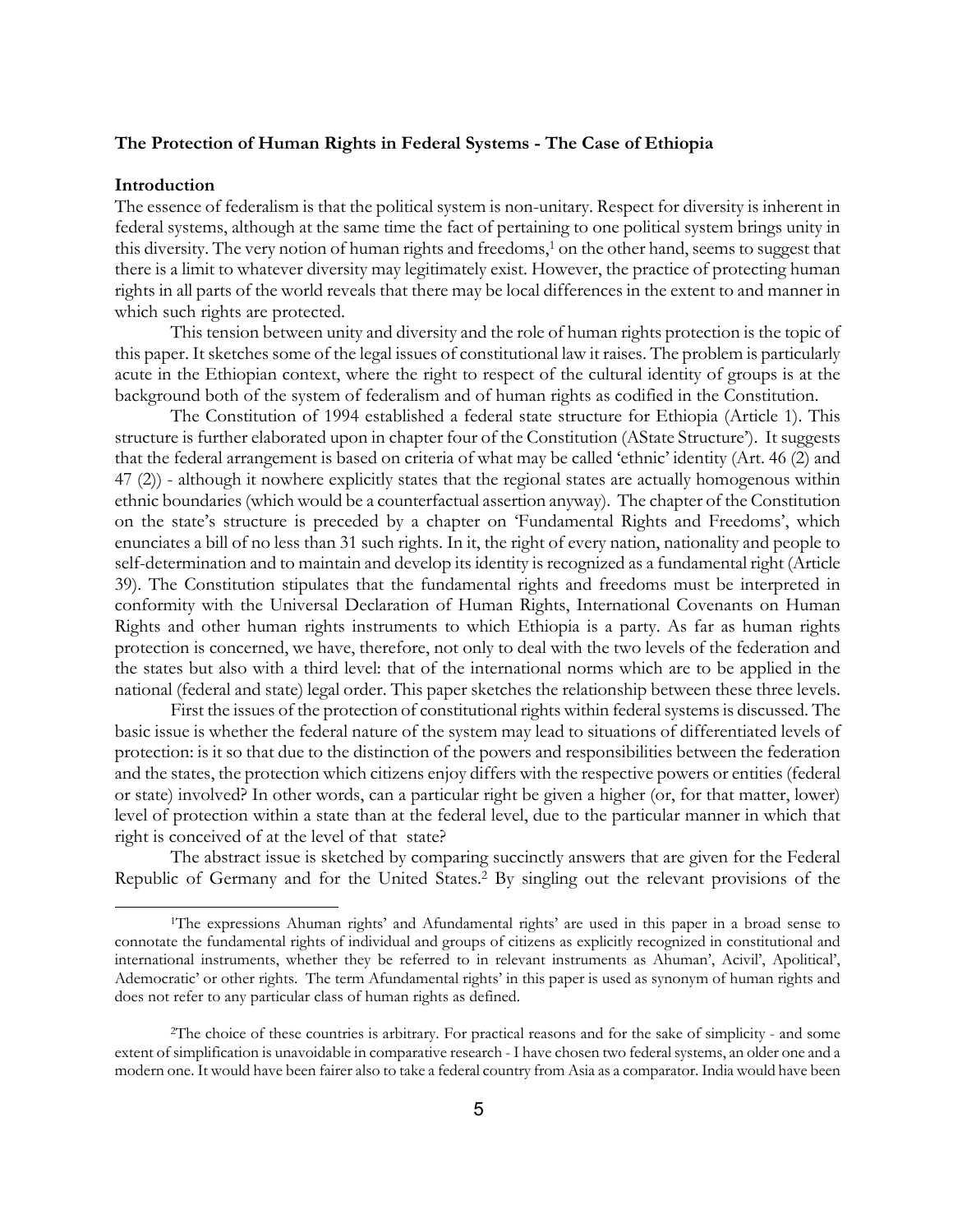**The Protection of Human Rights in Federal Systems - The Case of Ethiopia**

**Introduction**

The essence of federalism is that the political system is non-unitary. Respect for diversity is inherent in federal systems, although at the same time the fact of pertaining to one political system brings unity in this diversity. The very notion of human rights and freedoms,[1] on the other hand, seems to suggest that there is a limit to whatever diversity may legitimately exist. However, the practice of protecting human rights in all parts of the world reveals that there may be local differences in the extent to and manner in which such rights are protected.

This tension between unity and diversity and the role of human rights protection is the topic of this paper. It sketches some of the legal issues of constitutional law it raises. The problem is particularly acute in the Ethiopian context, where the right to respect of the cultural identity of groups is at the background both of the system of federalism and of human rights as codified in the Constitution.

The Constitution of 1994 established a federal state structure for Ethiopia (Article 1). This structure is further elaborated upon in chapter four of the Constitution (AState Structure'). It suggests that the federal arrangement is based on criteria of what may be called 'ethnic' identity (Art. 46 (2) and 47 (2)) - although it nowhere explicitly states that the regional states are actually homogenous within ethnic boundaries (which would be a counterfactual assertion anyway). The chapter of the Constitution on the state's structure is preceded by a chapter on 'Fundamental Rights and Freedoms', which enunciates a bill of no less than 31 such rights. In it, the right of every nation, nationality and people to self-determination and to maintain and develop its identity is recognized as a fundamental right (Article 39). The Constitution stipulates that the fundamental rights and freedoms must be interpreted in conformity with the Universal Declaration of Human Rights, International Covenants on Human Rights and other human rights instruments to which Ethiopia is a party. As far as human rights protection is concerned, we have, therefore, not only to deal with the two levels of the federation and the states but also with a third level: that of the international norms which are to be applied in the national (federal and state) legal order. This paper sketches the relationship between these three levels.

First the issues of the protection of constitutional rights within federal systems is discussed. The basic issue is whether the federal nature of the system may lead to situations of differentiated levels of protection: is it so that due to the distinction of the powers and responsibilities between the federation and the states, the protection which citizens enjoy differs with the respective powers or entities (federal or state) involved? In other words, can a particular right be given a higher (or, for that matter, lower) level of protection within a state than at the federal level, due to the particular manner in which that right is conceived of at the level of that state?

The abstract issue is sketched by comparing succinctly answers that are given for the Federal Republic of Germany and for the United States.[2] By singling out the relevant provisions of the

---

[1]The expressions Ahuman rights' and Afundamental rights' are used in this paper in a broad sense to connotate the fundamental rights of individual and groups of citizens as explicitly recognized in constitutional and international instruments, whether they be referred to in relevant instruments as Ahuman', Acivil', Apolitical', Ademocratic' or other rights. The term Afundamental rights' in this paper is used as synonym of human rights and does not refer to any particular class of human rights as defined.

[2]The choice of these countries is arbitrary. For practical reasons and for the sake of simplicity - and some extent of simplification is unavoidable in comparative research - I have chosen two federal systems, an older one and a modern one. It would have been fairer also to take a federal country from Asia as a comparator. India would have been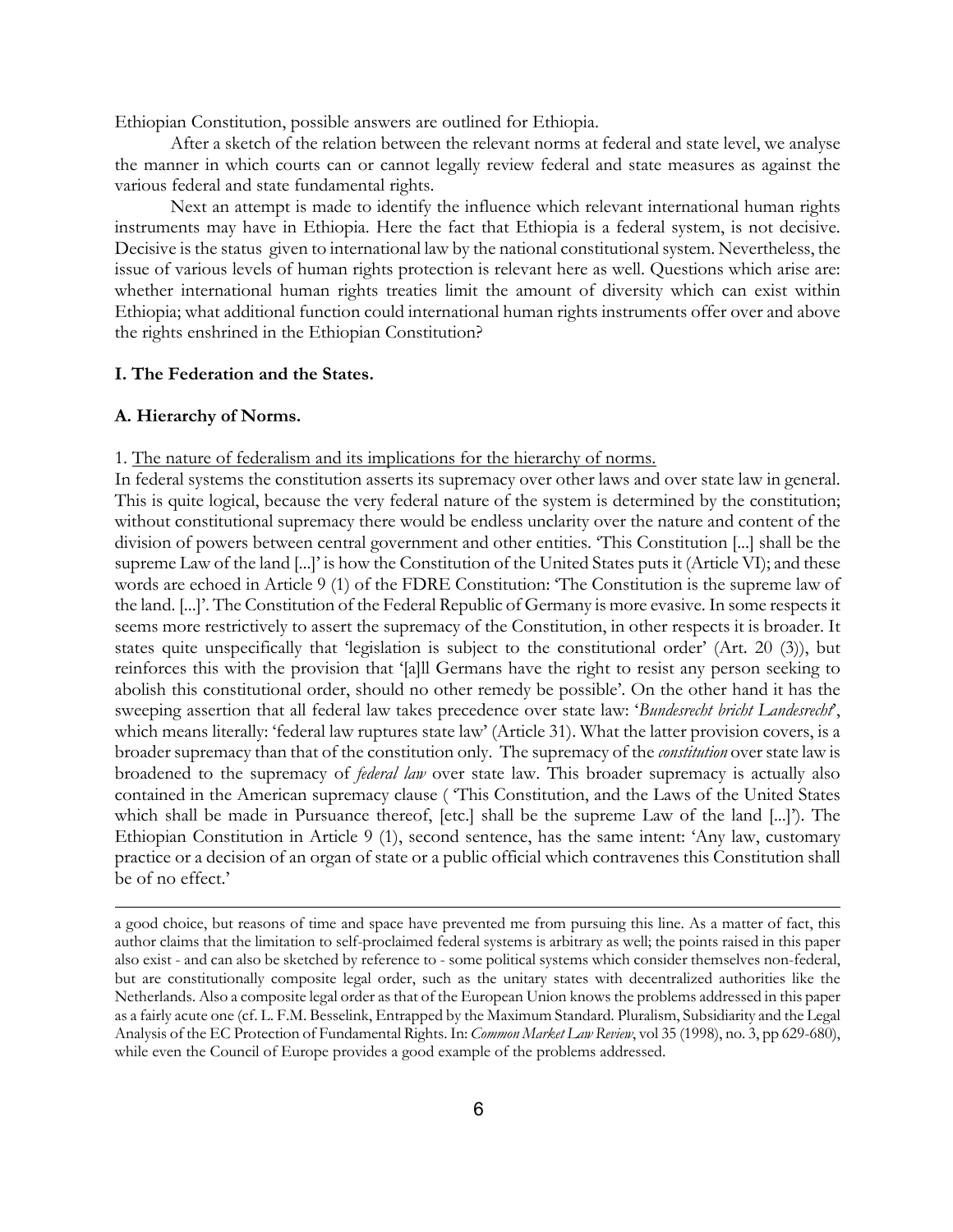Ethiopian Constitution, possible answers are outlined for Ethiopia.

After a sketch of the relation between the relevant norms at federal and state level, we analyse the manner in which courts can or cannot legally review federal and state measures as against the various federal and state fundamental rights.

Next an attempt is made to identify the influence which relevant international human rights instruments may have in Ethiopia. Here the fact that Ethiopia is a federal system, is not decisive. Decisive is the status given to international law by the national constitutional system. Nevertheless, the issue of various levels of human rights protection is relevant here as well. Questions which arise are: whether international human rights treaties limit the amount of diversity which can exist within Ethiopia; what additional function could international human rights instruments offer over and above the rights enshrined in the Ethiopian Constitution?

## I. The Federation and the States.

### A. Hierarchy of Norms.

1. <u>The nature of federalism and its implications for the hierarchy of norms.</u>

In federal systems the constitution asserts its supremacy over other laws and over state law in general. This is quite logical, because the very federal nature of the system is determined by the constitution; without constitutional supremacy there would be endless unclarity over the nature and content of the division of powers between central government and other entities. 'This Constitution [...] shall be the supreme Law of the land [...]' is how the Constitution of the United States puts it (Article VI); and these words are echoed in Article 9 (1) of the FDRE Constitution: 'The Constitution is the supreme law of the land. [...]'. The Constitution of the Federal Republic of Germany is more evasive. In some respects it seems more restrictively to assert the supremacy of the Constitution, in other respects it is broader. It states quite unspecifically that 'legislation is subject to the constitutional order' (Art. 20 (3)), but reinforces this with the provision that '[a]ll Germans have the right to resist any person seeking to abolish this constitutional order, should no other remedy be possible'. On the other hand it has the sweeping assertion that all federal law takes precedence over state law: '*Bundesrecht bricht Landesrecht*', which means literally: 'federal law ruptures state law' (Article 31). What the latter provision covers, is a broader supremacy than that of the constitution only. The supremacy of the *constitution* over state law is broadened to the supremacy of *federal law* over state law. This broader supremacy is actually also contained in the American supremacy clause ( 'This Constitution, and the Laws of the United States which shall be made in Pursuance thereof, [etc.] shall be the supreme Law of the land [...]'). The Ethiopian Constitution in Article 9 (1), second sentence, has the same intent: 'Any law, customary practice or a decision of an organ of state or a public official which contravenes this Constitution shall be of no effect.'

---

a good choice, but reasons of time and space have prevented me from pursuing this line. As a matter of fact, this author claims that the limitation to self-proclaimed federal systems is arbitrary as well; the points raised in this paper also exist - and can also be sketched by reference to - some political systems which consider themselves non-federal, but are constitutionally composite legal order, such as the unitary states with decentralized authorities like the Netherlands. Also a composite legal order as that of the European Union knows the problems addressed in this paper as a fairly acute one (cf. L. F.M. Besselink, Entrapped by the Maximum Standard. Pluralism, Subsidiarity and the Legal Analysis of the EC Protection of Fundamental Rights. In: *Common Market Law Review*, vol 35 (1998), no. 3, pp 629-680), while even the Council of Europe provides a good example of the problems addressed.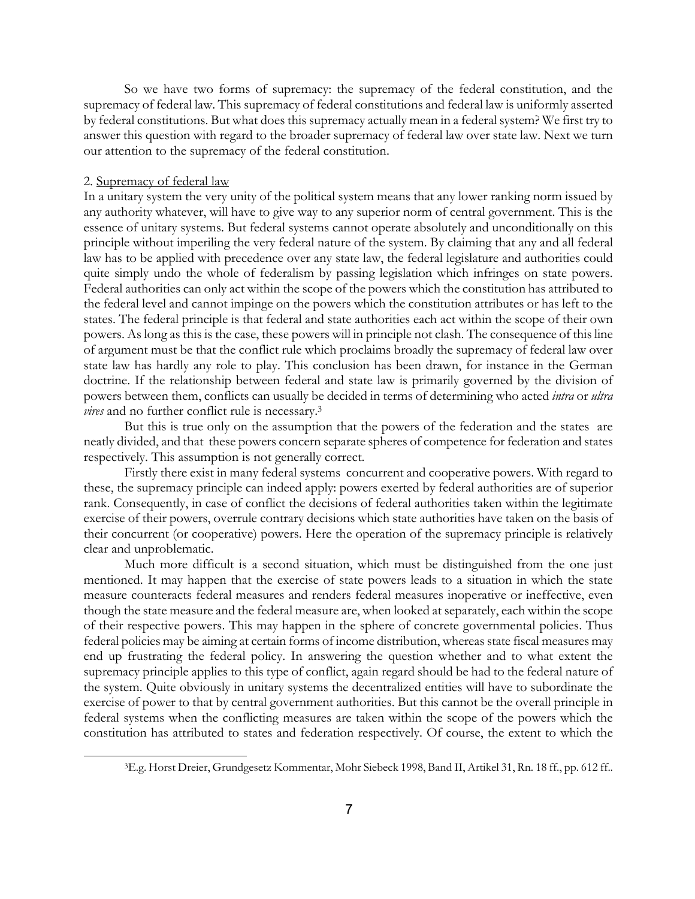So we have two forms of supremacy: the supremacy of the federal constitution, and the supremacy of federal law. This supremacy of federal constitutions and federal law is uniformly asserted by federal constitutions. But what does this supremacy actually mean in a federal system? We first try to answer this question with regard to the broader supremacy of federal law over state law. Next we turn our attention to the supremacy of the federal constitution.

2. Supremacy of federal law

In a unitary system the very unity of the political system means that any lower ranking norm issued by any authority whatever, will have to give way to any superior norm of central government. This is the essence of unitary systems. But federal systems cannot operate absolutely and unconditionally on this principle without imperiling the very federal nature of the system. By claiming that any and all federal law has to be applied with precedence over any state law, the federal legislature and authorities could quite simply undo the whole of federalism by passing legislation which infringes on state powers. Federal authorities can only act within the scope of the powers which the constitution has attributed to the federal level and cannot impinge on the powers which the constitution attributes or has left to the states. The federal principle is that federal and state authorities each act within the scope of their own powers. As long as this is the case, these powers will in principle not clash. The consequence of this line of argument must be that the conflict rule which proclaims broadly the supremacy of federal law over state law has hardly any role to play. This conclusion has been drawn, for instance in the German doctrine. If the relationship between federal and state law is primarily governed by the division of powers between them, conflicts can usually be decided in terms of determining who acted *intra* or *ultra vires* and no further conflict rule is necessary.[3]

But this is true only on the assumption that the powers of the federation and the states are neatly divided, and that these powers concern separate spheres of competence for federation and states respectively. This assumption is not generally correct.

Firstly there exist in many federal systems concurrent and cooperative powers. With regard to these, the supremacy principle can indeed apply: powers exerted by federal authorities are of superior rank. Consequently, in case of conflict the decisions of federal authorities taken within the legitimate exercise of their powers, overrule contrary decisions which state authorities have taken on the basis of their concurrent (or cooperative) powers. Here the operation of the supremacy principle is relatively clear and unproblematic.

Much more difficult is a second situation, which must be distinguished from the one just mentioned. It may happen that the exercise of state powers leads to a situation in which the state measure counteracts federal measures and renders federal measures inoperative or ineffective, even though the state measure and the federal measure are, when looked at separately, each within the scope of their respective powers. This may happen in the sphere of concrete governmental policies. Thus federal policies may be aiming at certain forms of income distribution, whereas state fiscal measures may end up frustrating the federal policy. In answering the question whether and to what extent the supremacy principle applies to this type of conflict, again regard should be had to the federal nature of the system. Quite obviously in unitary systems the decentralized entities will have to subordinate the exercise of power to that by central government authorities. But this cannot be the overall principle in federal systems when the conflicting measures are taken within the scope of the powers which the constitution has attributed to states and federation respectively. Of course, the extent to which the

[3] E.g. Horst Dreier, Grundgesetz Kommentar, Mohr Siebeck 1998, Band II, Artikel 31, Rn. 18 ff., pp. 612 ff..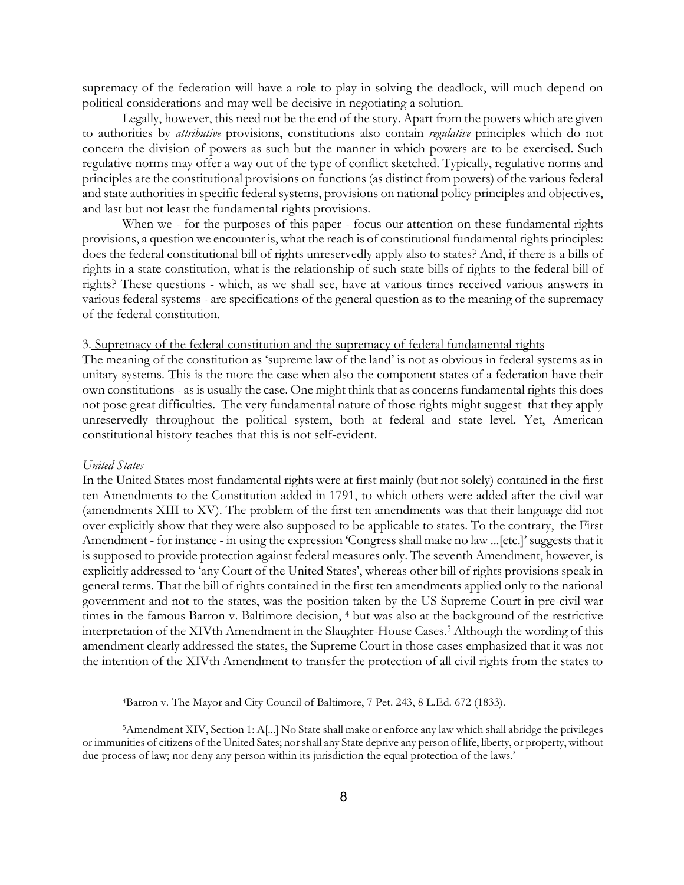supremacy of the federation will have a role to play in solving the deadlock, will much depend on political considerations and may well be decisive in negotiating a solution.

Legally, however, this need not be the end of the story. Apart from the powers which are given to authorities by *attributive* provisions, constitutions also contain *regulative* principles which do not concern the division of powers as such but the manner in which powers are to be exercised. Such regulative norms may offer a way out of the type of conflict sketched. Typically, regulative norms and principles are the constitutional provisions on functions (as distinct from powers) of the various federal and state authorities in specific federal systems, provisions on national policy principles and objectives, and last but not least the fundamental rights provisions.

When we - for the purposes of this paper - focus our attention on these fundamental rights provisions, a question we encounter is, what the reach is of constitutional fundamental rights principles: does the federal constitutional bill of rights unreservedly apply also to states? And, if there is a bills of rights in a state constitution, what is the relationship of such state bills of rights to the federal bill of rights? These questions - which, as we shall see, have at various times received various answers in various federal systems - are specifications of the general question as to the meaning of the supremacy of the federal constitution.

3. Supremacy of the federal constitution and the supremacy of federal fundamental rights

The meaning of the constitution as 'supreme law of the land' is not as obvious in federal systems as in unitary systems. This is the more the case when also the component states of a federation have their own constitutions - as is usually the case. One might think that as concerns fundamental rights this does not pose great difficulties. The very fundamental nature of those rights might suggest that they apply unreservedly throughout the political system, both at federal and state level. Yet, American constitutional history teaches that this is not self-evident.

*United States*

In the United States most fundamental rights were at first mainly (but not solely) contained in the first ten Amendments to the Constitution added in 1791, to which others were added after the civil war (amendments XIII to XV). The problem of the first ten amendments was that their language did not over explicitly show that they were also supposed to be applicable to states. To the contrary, the First Amendment - for instance - in using the expression 'Congress shall make no law ...[etc.]' suggests that it is supposed to provide protection against federal measures only. The seventh Amendment, however, is explicitly addressed to 'any Court of the United States', whereas other bill of rights provisions speak in general terms. That the bill of rights contained in the first ten amendments applied only to the national government and not to the states, was the position taken by the US Supreme Court in pre-civil war times in the famous Barron v. Baltimore decision, [4] but was also at the background of the restrictive interpretation of the XIVth Amendment in the Slaughter-House Cases.[5] Although the wording of this amendment clearly addressed the states, the Supreme Court in those cases emphasized that it was not the intention of the XIVth Amendment to transfer the protection of all civil rights from the states to

[4] Barron v. The Mayor and City Council of Baltimore, 7 Pet. 243, 8 L.Ed. 672 (1833).

[5] Amendment XIV, Section 1: A[...] No State shall make or enforce any law which shall abridge the privileges or immunities of citizens of the United Sates; nor shall any State deprive any person of life, liberty, or property, without due process of law; nor deny any person within its jurisdiction the equal protection of the laws.'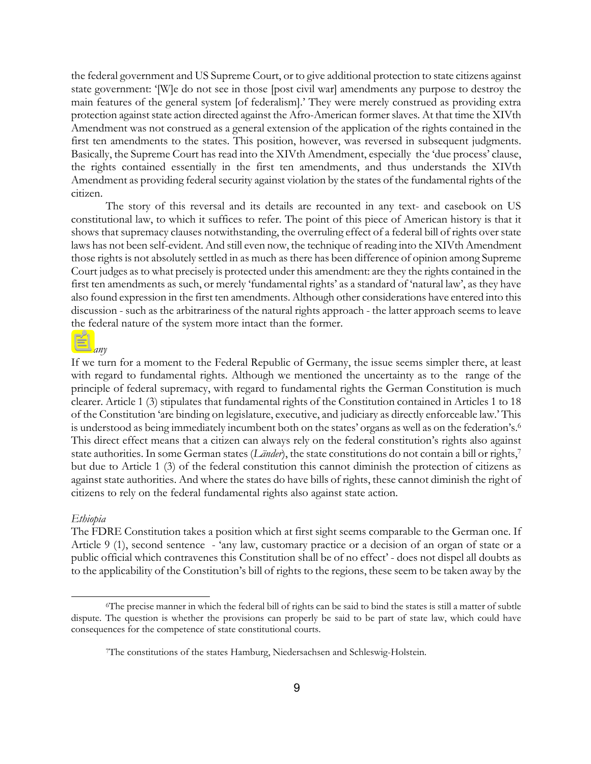the federal government and US Supreme Court, or to give additional protection to state citizens against state government: '[W]e do not see in those [post civil war] amendments any purpose to destroy the main features of the general system [of federalism].' They were merely construed as providing extra protection against state action directed against the Afro-American former slaves. At that time the XIVth Amendment was not construed as a general extension of the application of the rights contained in the first ten amendments to the states. This position, however, was reversed in subsequent judgments. Basically, the Supreme Court has read into the XIVth Amendment, especially the 'due process' clause, the rights contained essentially in the first ten amendments, and thus understands the XIVth Amendment as providing federal security against violation by the states of the fundamental rights of the citizen.

The story of this reversal and its details are recounted in any text- and casebook on US constitutional law, to which it suffices to refer. The point of this piece of American history is that it shows that supremacy clauses notwithstanding, the overruling effect of a federal bill of rights over state laws has not been self-evident. And still even now, the technique of reading into the XIVth Amendment those rights is not absolutely settled in as much as there has been difference of opinion among Supreme Court judges as to what precisely is protected under this amendment: are they the rights contained in the first ten amendments as such, or merely 'fundamental rights' as a standard of 'natural law', as they have also found expression in the first ten amendments. Although other considerations have entered into this discussion - such as the arbitrariness of the natural rights approach - the latter approach seems to leave the federal nature of the system more intact than the former.

*any*

If we turn for a moment to the Federal Republic of Germany, the issue seems simpler there, at least with regard to fundamental rights. Although we mentioned the uncertainty as to the range of the principle of federal supremacy, with regard to fundamental rights the German Constitution is much clearer. Article 1 (3) stipulates that fundamental rights of the Constitution contained in Articles 1 to 18 of the Constitution 'are binding on legislature, executive, and judiciary as directly enforceable law.' This is understood as being immediately incumbent both on the states' organs as well as on the federation's.[6] This direct effect means that a citizen can always rely on the federal constitution's rights also against state authorities. In some German states (*Länder*), the state constitutions do not contain a bill or rights,[7] but due to Article 1 (3) of the federal constitution this cannot diminish the protection of citizens as against state authorities. And where the states do have bills of rights, these cannot diminish the right of citizens to rely on the federal fundamental rights also against state action.

*Ethiopia*

The FDRE Constitution takes a position which at first sight seems comparable to the German one. If Article 9 (1), second sentence - 'any law, customary practice or a decision of an organ of state or a public official which contravenes this Constitution shall be of no effect' - does not dispel all doubts as to the applicability of the Constitution's bill of rights to the regions, these seem to be taken away by the

---

[6] The precise manner in which the federal bill of rights can be said to bind the states is still a matter of subtle dispute. The question is whether the provisions can properly be said to be part of state law, which could have consequences for the competence of state constitutional courts.

[7] The constitutions of the states Hamburg, Niedersachsen and Schleswig-Holstein.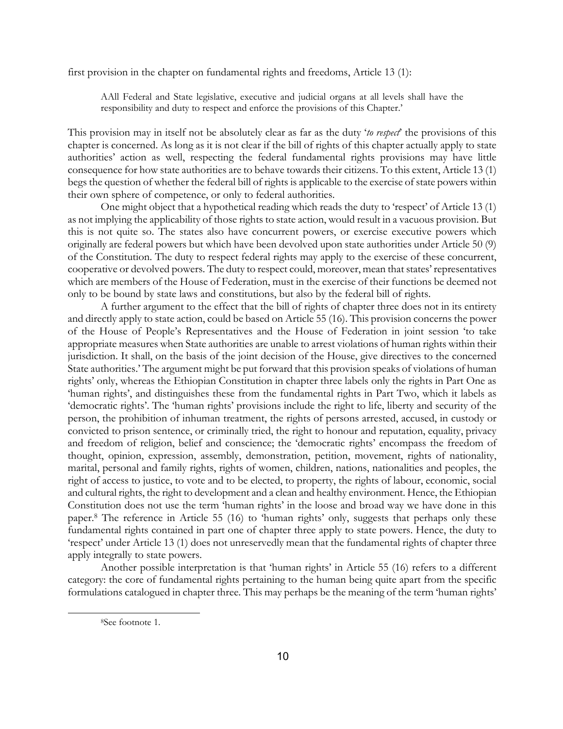first provision in the chapter on fundamental rights and freedoms, Article 13 (1):

> AAll Federal and State legislative, executive and judicial organs at all levels shall have the responsibility and duty to respect and enforce the provisions of this Chapter.'

This provision may in itself not be absolutely clear as far as the duty '*to respect*' the provisions of this chapter is concerned. As long as it is not clear if the bill of rights of this chapter actually apply to state authorities' action as well, respecting the federal fundamental rights provisions may have little consequence for how state authorities are to behave towards their citizens. To this extent, Article 13 (1) begs the question of whether the federal bill of rights is applicable to the exercise of state powers within their own sphere of competence, or only to federal authorities.

One might object that a hypothetical reading which reads the duty to 'respect' of Article 13 (1) as not implying the applicability of those rights to state action, would result in a vacuous provision. But this is not quite so. The states also have concurrent powers, or exercise executive powers which originally are federal powers but which have been devolved upon state authorities under Article 50 (9) of the Constitution. The duty to respect federal rights may apply to the exercise of these concurrent, cooperative or devolved powers. The duty to respect could, moreover, mean that states' representatives which are members of the House of Federation, must in the exercise of their functions be deemed not only to be bound by state laws and constitutions, but also by the federal bill of rights.

A further argument to the effect that the bill of rights of chapter three does not in its entirety and directly apply to state action, could be based on Article 55 (16). This provision concerns the power of the House of People's Representatives and the House of Federation in joint session 'to take appropriate measures when State authorities are unable to arrest violations of human rights within their jurisdiction. It shall, on the basis of the joint decision of the House, give directives to the concerned State authorities.' The argument might be put forward that this provision speaks of violations of human rights' only, whereas the Ethiopian Constitution in chapter three labels only the rights in Part One as 'human rights', and distinguishes these from the fundamental rights in Part Two, which it labels as 'democratic rights'. The 'human rights' provisions include the right to life, liberty and security of the person, the prohibition of inhuman treatment, the rights of persons arrested, accused, in custody or convicted to prison sentence, or criminally tried, the right to honour and reputation, equality, privacy and freedom of religion, belief and conscience; the 'democratic rights' encompass the freedom of thought, opinion, expression, assembly, demonstration, petition, movement, rights of nationality, marital, personal and family rights, rights of women, children, nations, nationalities and peoples, the right of access to justice, to vote and to be elected, to property, the rights of labour, economic, social and cultural rights, the right to development and a clean and healthy environment. Hence, the Ethiopian Constitution does not use the term 'human rights' in the loose and broad way we have done in this paper.[8] The reference in Article 55 (16) to 'human rights' only, suggests that perhaps only these fundamental rights contained in part one of chapter three apply to state powers. Hence, the duty to 'respect' under Article 13 (1) does not unreservedly mean that the fundamental rights of chapter three apply integrally to state powers.

Another possible interpretation is that 'human rights' in Article 55 (16) refers to a different category: the core of fundamental rights pertaining to the human being quite apart from the specific formulations catalogued in chapter three. This may perhaps be the meaning of the term 'human rights'

---

[8] See footnote 1.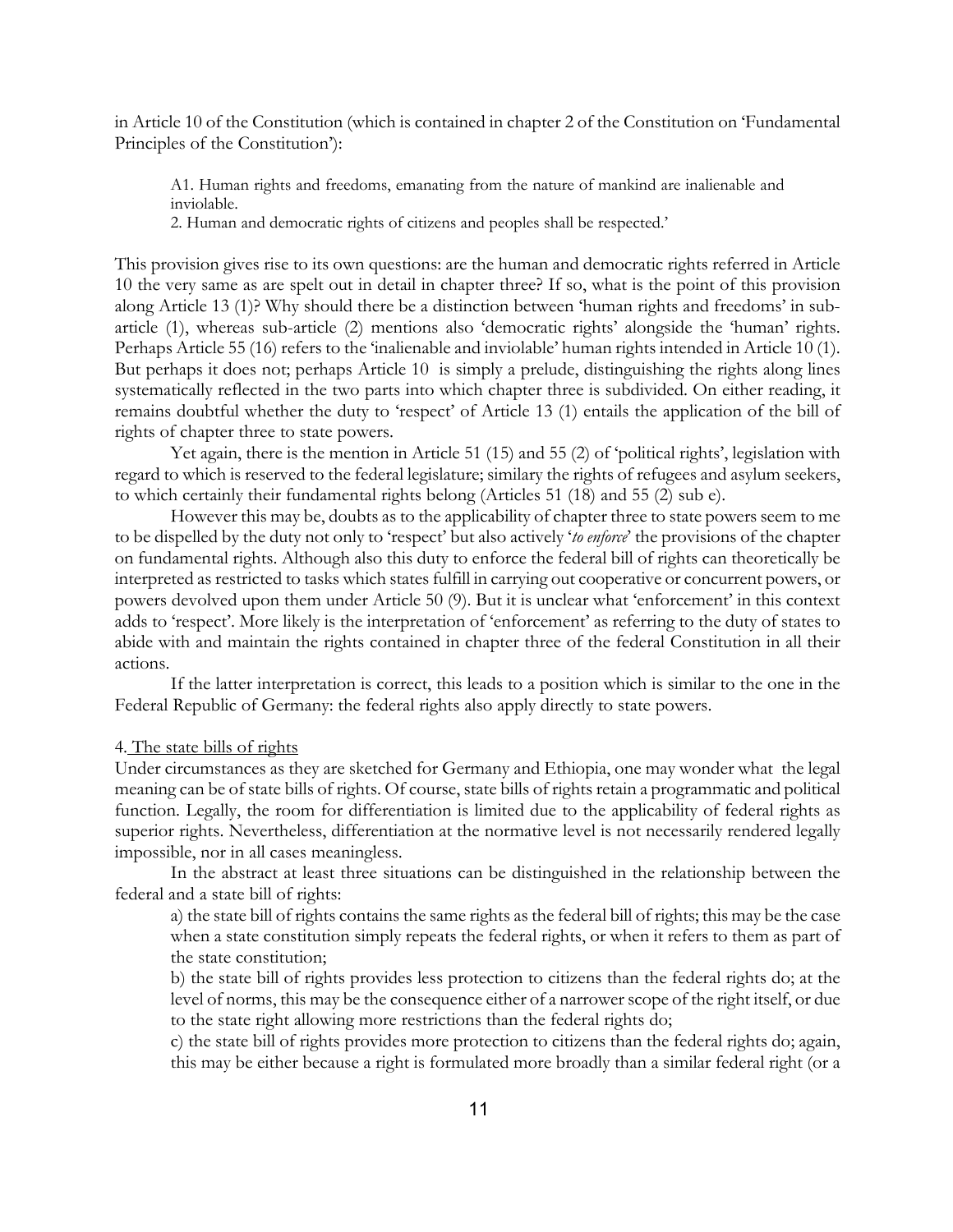in Article 10 of the Constitution (which is contained in chapter 2 of the Constitution on 'Fundamental Principles of the Constitution'):

> A1. Human rights and freedoms, emanating from the nature of mankind are inalienable and inviolable.
> 2. Human and democratic rights of citizens and peoples shall be respected.'

This provision gives rise to its own questions: are the human and democratic rights referred in Article 10 the very same as are spelt out in detail in chapter three? If so, what is the point of this provision along Article 13 (1)? Why should there be a distinction between 'human rights and freedoms' in sub-article (1), whereas sub-article (2) mentions also 'democratic rights' alongside the 'human' rights. Perhaps Article 55 (16) refers to the 'inalienable and inviolable' human rights intended in Article 10 (1). But perhaps it does not; perhaps Article 10 is simply a prelude, distinguishing the rights along lines systematically reflected in the two parts into which chapter three is subdivided. On either reading, it remains doubtful whether the duty to 'respect' of Article 13 (1) entails the application of the bill of rights of chapter three to state powers.

Yet again, there is the mention in Article 51 (15) and 55 (2) of 'political rights', legislation with regard to which is reserved to the federal legislature; similary the rights of refugees and asylum seekers, to which certainly their fundamental rights belong (Articles 51 (18) and 55 (2) sub e).

However this may be, doubts as to the applicability of chapter three to state powers seem to me to be dispelled by the duty not only to 'respect' but also actively '*to enforce*' the provisions of the chapter on fundamental rights. Although also this duty to enforce the federal bill of rights can theoretically be interpreted as restricted to tasks which states fulfill in carrying out cooperative or concurrent powers, or powers devolved upon them under Article 50 (9). But it is unclear what 'enforcement' in this context adds to 'respect'. More likely is the interpretation of 'enforcement' as referring to the duty of states to abide with and maintain the rights contained in chapter three of the federal Constitution in all their actions.

If the latter interpretation is correct, this leads to a position which is similar to the one in the Federal Republic of Germany: the federal rights also apply directly to state powers.

### 4. The state bills of rights

Under circumstances as they are sketched for Germany and Ethiopia, one may wonder what the legal meaning can be of state bills of rights. Of course, state bills of rights retain a programmatic and political function. Legally, the room for differentiation is limited due to the applicability of federal rights as superior rights. Nevertheless, differentiation at the normative level is not necessarily rendered legally impossible, nor in all cases meaningless.

In the abstract at least three situations can be distinguished in the relationship between the federal and a state bill of rights:

a) the state bill of rights contains the same rights as the federal bill of rights; this may be the case when a state constitution simply repeats the federal rights, or when it refers to them as part of the state constitution;

b) the state bill of rights provides less protection to citizens than the federal rights do; at the level of norms, this may be the consequence either of a narrower scope of the right itself, or due to the state right allowing more restrictions than the federal rights do;

c) the state bill of rights provides more protection to citizens than the federal rights do; again, this may be either because a right is formulated more broadly than a similar federal right (or a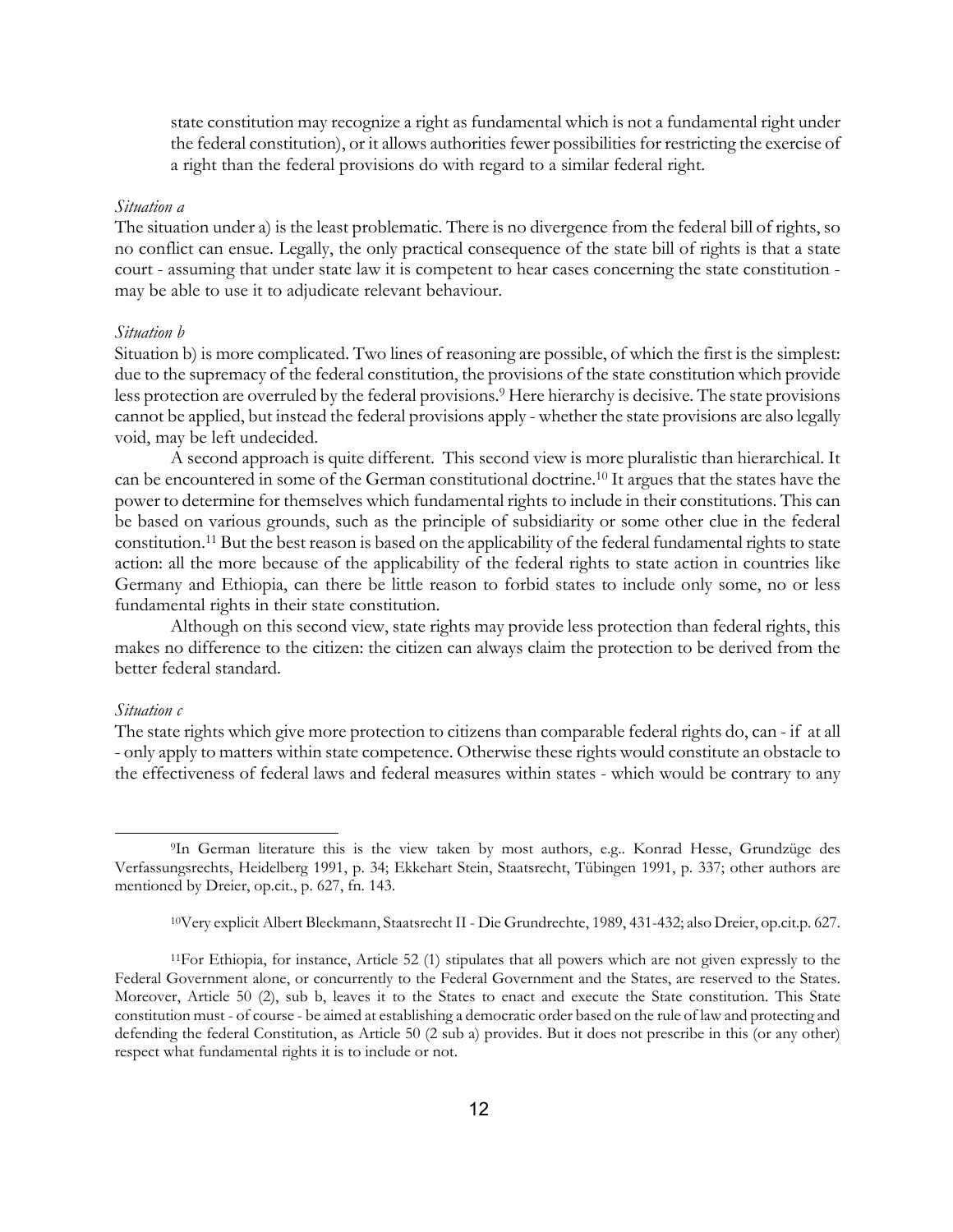state constitution may recognize a right as fundamental which is not a fundamental right under the federal constitution), or it allows authorities fewer possibilities for restricting the exercise of a right than the federal provisions do with regard to a similar federal right.

*Situation a*

The situation under a) is the least problematic. There is no divergence from the federal bill of rights, so no conflict can ensue. Legally, the only practical consequence of the state bill of rights is that a state court - assuming that under state law it is competent to hear cases concerning the state constitution - may be able to use it to adjudicate relevant behaviour.

*Situation b*

Situation b) is more complicated. Two lines of reasoning are possible, of which the first is the simplest: due to the supremacy of the federal constitution, the provisions of the state constitution which provide less protection are overruled by the federal provisions.[9] Here hierarchy is decisive. The state provisions cannot be applied, but instead the federal provisions apply - whether the state provisions are also legally void, may be left undecided.

A second approach is quite different. This second view is more pluralistic than hierarchical. It can be encountered in some of the German constitutional doctrine.[10] It argues that the states have the power to determine for themselves which fundamental rights to include in their constitutions. This can be based on various grounds, such as the principle of subsidiarity or some other clue in the federal constitution.[11] But the best reason is based on the applicability of the federal fundamental rights to state action: all the more because of the applicability of the federal rights to state action in countries like Germany and Ethiopia, can there be little reason to forbid states to include only some, no or less fundamental rights in their state constitution.

Although on this second view, state rights may provide less protection than federal rights, this makes no difference to the citizen: the citizen can always claim the protection to be derived from the better federal standard.

*Situation c*

The state rights which give more protection to citizens than comparable federal rights do, can - if at all - only apply to matters within state competence. Otherwise these rights would constitute an obstacle to the effectiveness of federal laws and federal measures within states - which would be contrary to any

---

[9]In German literature this is the view taken by most authors, e.g.. Konrad Hesse, Grundzüge des Verfassungsrechts, Heidelberg 1991, p. 34; Ekkehart Stein, Staatsrecht, Tübingen 1991, p. 337; other authors are mentioned by Dreier, op.cit., p. 627, fn. 143.

[10]Very explicit Albert Bleckmann, Staatsrecht II - Die Grundrechte, 1989, 431-432; also Dreier, op.cit.p. 627.

[11]For Ethiopia, for instance, Article 52 (1) stipulates that all powers which are not given expressly to the Federal Government alone, or concurrently to the Federal Government and the States, are reserved to the States. Moreover, Article 50 (2), sub b, leaves it to the States to enact and execute the State constitution. This State constitution must - of course - be aimed at establishing a democratic order based on the rule of law and protecting and defending the federal Constitution, as Article 50 (2 sub a) provides. But it does not prescribe in this (or any other) respect what fundamental rights it is to include or not.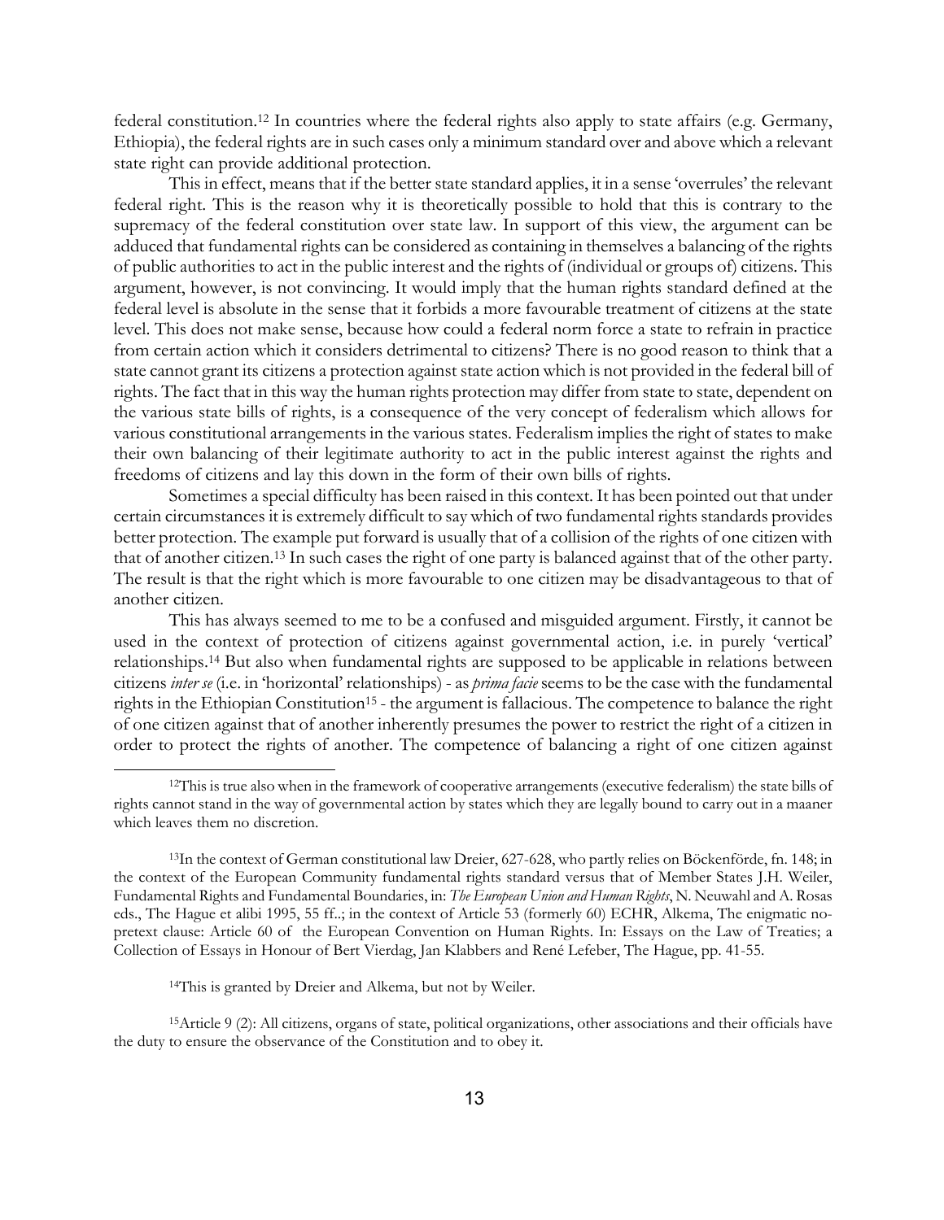federal constitution.[12] In countries where the federal rights also apply to state affairs (e.g. Germany, Ethiopia), the federal rights are in such cases only a minimum standard over and above which a relevant state right can provide additional protection.

This in effect, means that if the better state standard applies, it in a sense 'overrules' the relevant federal right. This is the reason why it is theoretically possible to hold that this is contrary to the supremacy of the federal constitution over state law. In support of this view, the argument can be adduced that fundamental rights can be considered as containing in themselves a balancing of the rights of public authorities to act in the public interest and the rights of (individual or groups of) citizens. This argument, however, is not convincing. It would imply that the human rights standard defined at the federal level is absolute in the sense that it forbids a more favourable treatment of citizens at the state level. This does not make sense, because how could a federal norm force a state to refrain in practice from certain action which it considers detrimental to citizens? There is no good reason to think that a state cannot grant its citizens a protection against state action which is not provided in the federal bill of rights. The fact that in this way the human rights protection may differ from state to state, dependent on the various state bills of rights, is a consequence of the very concept of federalism which allows for various constitutional arrangements in the various states. Federalism implies the right of states to make their own balancing of their legitimate authority to act in the public interest against the rights and freedoms of citizens and lay this down in the form of their own bills of rights.

Sometimes a special difficulty has been raised in this context. It has been pointed out that under certain circumstances it is extremely difficult to say which of two fundamental rights standards provides better protection. The example put forward is usually that of a collision of the rights of one citizen with that of another citizen.[13] In such cases the right of one party is balanced against that of the other party. The result is that the right which is more favourable to one citizen may be disadvantageous to that of another citizen.

This has always seemed to me to be a confused and misguided argument. Firstly, it cannot be used in the context of protection of citizens against governmental action, i.e. in purely 'vertical' relationships.[14] But also when fundamental rights are supposed to be applicable in relations between citizens *inter se* (i.e. in 'horizontal' relationships) - as *prima facie* seems to be the case with the fundamental rights in the Ethiopian Constitution[15] - the argument is fallacious. The competence to balance the right of one citizen against that of another inherently presumes the power to restrict the right of a citizen in order to protect the rights of another. The competence of balancing a right of one citizen against

---

[12] This is true also when in the framework of cooperative arrangements (executive federalism) the state bills of rights cannot stand in the way of governmental action by states which they are legally bound to carry out in a maaner which leaves them no discretion.

[13] In the context of German constitutional law Dreier, 627-628, who partly relies on Böckenförde, fn. 148; in the context of the European Community fundamental rights standard versus that of Member States J.H. Weiler, Fundamental Rights and Fundamental Boundaries, in: *The European Union and Human Rights*, N. Neuwahl and A. Rosas eds., The Hague et alibi 1995, 55 ff..; in the context of Article 53 (formerly 60) ECHR, Alkema, The enigmatic no-pretext clause: Article 60 of the European Convention on Human Rights. In: Essays on the Law of Treaties; a Collection of Essays in Honour of Bert Vierdag, Jan Klabbers and René Lefeber, The Hague, pp. 41-55.

[14] This is granted by Dreier and Alkema, but not by Weiler.

[15] Article 9 (2): All citizens, organs of state, political organizations, other associations and their officials have the duty to ensure the observance of the Constitution and to obey it.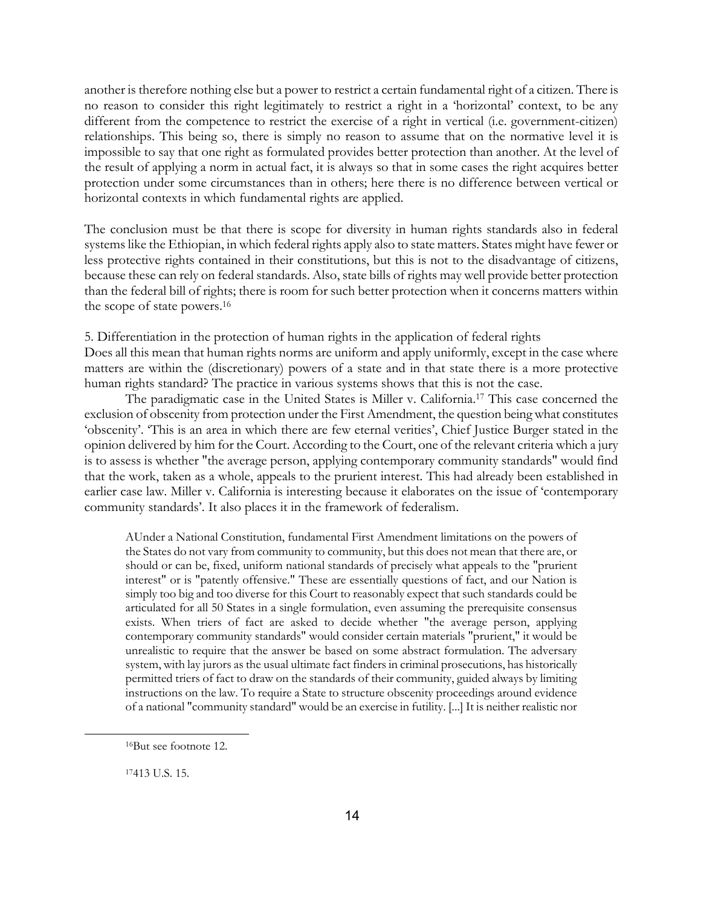another is therefore nothing else but a power to restrict a certain fundamental right of a citizen. There is no reason to consider this right legitimately to restrict a right in a 'horizontal' context, to be any different from the competence to restrict the exercise of a right in vertical (i.e. government-citizen) relationships. This being so, there is simply no reason to assume that on the normative level it is impossible to say that one right as formulated provides better protection than another. At the level of the result of applying a norm in actual fact, it is always so that in some cases the right acquires better protection under some circumstances than in others; here there is no difference between vertical or horizontal contexts in which fundamental rights are applied.

The conclusion must be that there is scope for diversity in human rights standards also in federal systems like the Ethiopian, in which federal rights apply also to state matters. States might have fewer or less protective rights contained in their constitutions, but this is not to the disadvantage of citizens, because these can rely on federal standards. Also, state bills of rights may well provide better protection than the federal bill of rights; there is room for such better protection when it concerns matters within the scope of state powers.[16]

5. Differentiation in the protection of human rights in the application of federal rights

Does all this mean that human rights norms are uniform and apply uniformly, except in the case where matters are within the (discretionary) powers of a state and in that state there is a more protective human rights standard? The practice in various systems shows that this is not the case.

The paradigmatic case in the United States is Miller v. California.[17] This case concerned the exclusion of obscenity from protection under the First Amendment, the question being what constitutes 'obscenity'. 'This is an area in which there are few eternal verities', Chief Justice Burger stated in the opinion delivered by him for the Court. According to the Court, one of the relevant criteria which a jury is to assess is whether "the average person, applying contemporary community standards" would find that the work, taken as a whole, appeals to the prurient interest. This had already been established in earlier case law. Miller v. California is interesting because it elaborates on the issue of 'contemporary community standards'. It also places it in the framework of federalism.

> AUnder a National Constitution, fundamental First Amendment limitations on the powers of the States do not vary from community to community, but this does not mean that there are, or should or can be, fixed, uniform national standards of precisely what appeals to the "prurient interest" or is "patently offensive." These are essentially questions of fact, and our Nation is simply too big and too diverse for this Court to reasonably expect that such standards could be articulated for all 50 States in a single formulation, even assuming the prerequisite consensus exists. When triers of fact are asked to decide whether "the average person, applying contemporary community standards" would consider certain materials "prurient," it would be unrealistic to require that the answer be based on some abstract formulation. The adversary system, with lay jurors as the usual ultimate fact finders in criminal prosecutions, has historically permitted triers of fact to draw on the standards of their community, guided always by limiting instructions on the law. To require a State to structure obscenity proceedings around evidence of a national "community standard" would be an exercise in futility. [...] It is neither realistic nor

[16] But see footnote 12.

[17] 413 U.S. 15.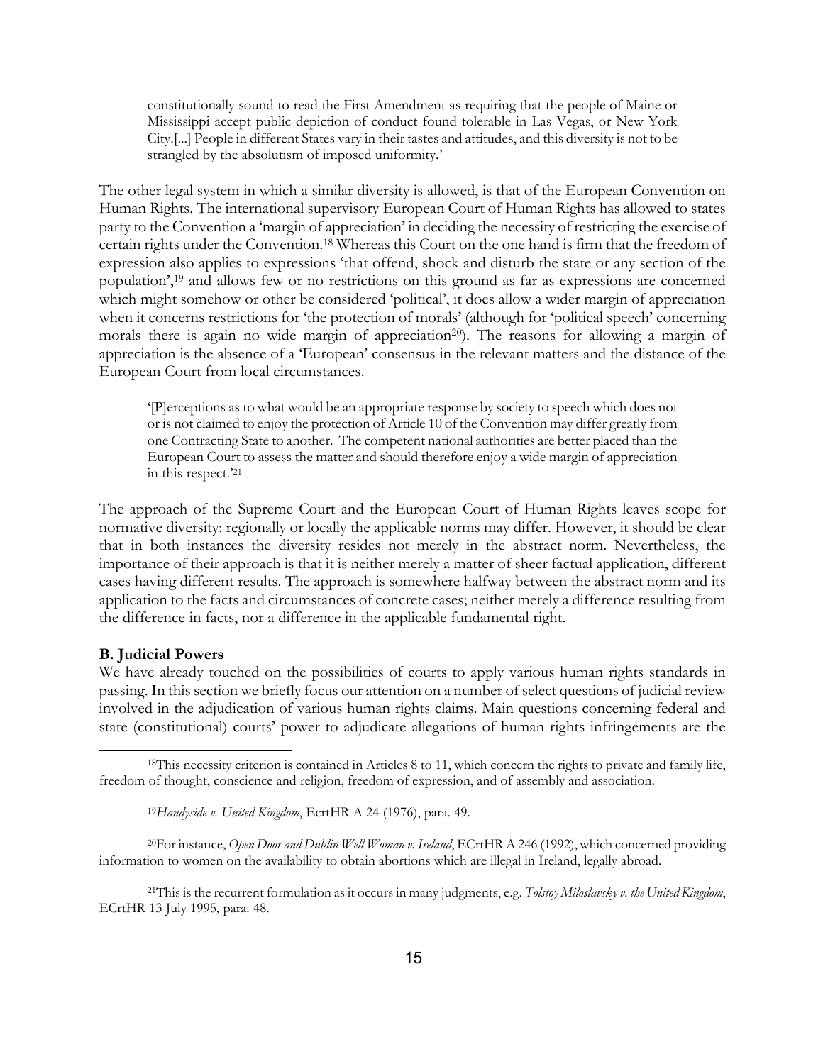> constitutionally sound to read the First Amendment as requiring that the people of Maine or Mississippi accept public depiction of conduct found tolerable in Las Vegas, or New York City.[...] People in different States vary in their tastes and attitudes, and this diversity is not to be strangled by the absolutism of imposed uniformity.'

The other legal system in which a similar diversity is allowed, is that of the European Convention on Human Rights. The international supervisory European Court of Human Rights has allowed to states party to the Convention a 'margin of appreciation' in deciding the necessity of restricting the exercise of certain rights under the Convention.[18] Whereas this Court on the one hand is firm that the freedom of expression also applies to expressions 'that offend, shock and disturb the state or any section of the population',[19] and allows few or no restrictions on this ground as far as expressions are concerned which might somehow or other be considered 'political', it does allow a wider margin of appreciation when it concerns restrictions for 'the protection of morals' (although for 'political speech' concerning morals there is again no wide margin of appreciation[20]). The reasons for allowing a margin of appreciation is the absence of a 'European' consensus in the relevant matters and the distance of the European Court from local circumstances.

> '[P]erceptions as to what would be an appropriate response by society to speech which does not or is not claimed to enjoy the protection of Article 10 of the Convention may differ greatly from one Contracting State to another. The competent national authorities are better placed than the European Court to assess the matter and should therefore enjoy a wide margin of appreciation in this respect.'[21]

The approach of the Supreme Court and the European Court of Human Rights leaves scope for normative diversity: regionally or locally the applicable norms may differ. However, it should be clear that in both instances the diversity resides not merely in the abstract norm. Nevertheless, the importance of their approach is that it is neither merely a matter of sheer factual application, different cases having different results. The approach is somewhere halfway between the abstract norm and its application to the facts and circumstances of concrete cases; neither merely a difference resulting from the difference in facts, nor a difference in the applicable fundamental right.

**B. Judicial Powers**

We have already touched on the possibilities of courts to apply various human rights standards in passing. In this section we briefly focus our attention on a number of select questions of judicial review involved in the adjudication of various human rights claims. Main questions concerning federal and state (constitutional) courts' power to adjudicate allegations of human rights infringements are the

---

[18] This necessity criterion is contained in Articles 8 to 11, which concern the rights to private and family life, freedom of thought, conscience and religion, freedom of expression, and of assembly and association.

[19] *Handyside v. United Kingdom*, EcrtHR A 24 (1976), para. 49.

[20] For instance, *Open Door and Dublin Well Woman v. Ireland*, ECrtHR A 246 (1992), which concerned providing information to women on the availability to obtain abortions which are illegal in Ireland, legally abroad.

[21] This is the recurrent formulation as it occurs in many judgments, e.g. *Tolstoy Miloslavsky v. the United Kingdom*, ECrtHR 13 July 1995, para. 48.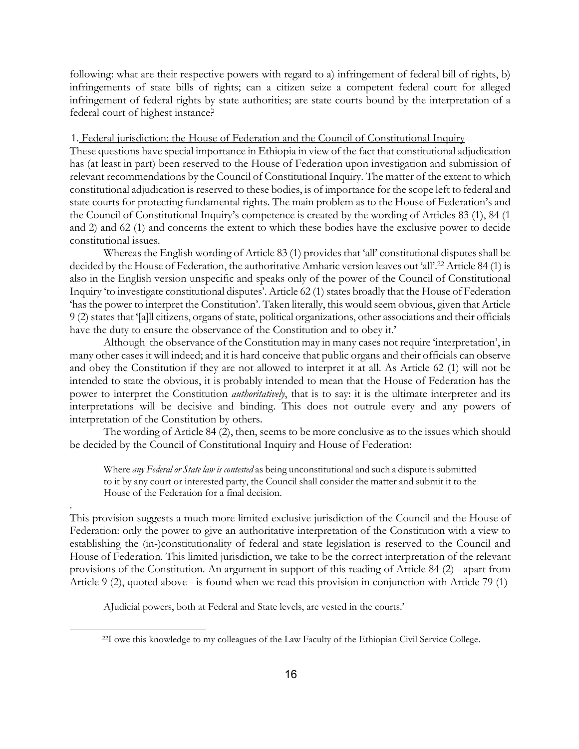following: what are their respective powers with regard to a) infringement of federal bill of rights, b) infringements of state bills of rights; can a citizen seize a competent federal court for alleged infringement of federal rights by state authorities; are state courts bound by the interpretation of a federal court of highest instance?

1. Federal jurisdiction: the House of Federation and the Council of Constitutional Inquiry

These questions have special importance in Ethiopia in view of the fact that constitutional adjudication has (at least in part) been reserved to the House of Federation upon investigation and submission of relevant recommendations by the Council of Constitutional Inquiry. The matter of the extent to which constitutional adjudication is reserved to these bodies, is of importance for the scope left to federal and state courts for protecting fundamental rights. The main problem as to the House of Federation's and the Council of Constitutional Inquiry's competence is created by the wording of Articles 83 (1), 84 (1 and 2) and 62 (1) and concerns the extent to which these bodies have the exclusive power to decide constitutional issues.

Whereas the English wording of Article 83 (1) provides that 'all' constitutional disputes shall be decided by the House of Federation, the authoritative Amharic version leaves out 'all'.[22] Article 84 (1) is also in the English version unspecific and speaks only of the power of the Council of Constitutional Inquiry 'to investigate constitutional disputes'. Article 62 (1) states broadly that the House of Federation 'has the power to interpret the Constitution'. Taken literally, this would seem obvious, given that Article 9 (2) states that '[a]ll citizens, organs of state, political organizations, other associations and their officials have the duty to ensure the observance of the Constitution and to obey it.'

Although the observance of the Constitution may in many cases not require 'interpretation', in many other cases it will indeed; and it is hard conceive that public organs and their officials can observe and obey the Constitution if they are not allowed to interpret it at all. As Article 62 (1) will not be intended to state the obvious, it is probably intended to mean that the House of Federation has the power to interpret the Constitution *authoritatively*, that is to say: it is the ultimate interpreter and its interpretations will be decisive and binding. This does not outrule every and any powers of interpretation of the Constitution by others.

The wording of Article 84 (2), then, seems to be more conclusive as to the issues which should be decided by the Council of Constitutional Inquiry and House of Federation:

> Where *any Federal or State law is contested* as being unconstitutional and such a dispute is submitted to it by any court or interested party, the Council shall consider the matter and submit it to the House of the Federation for a final decision.

.

This provision suggests a much more limited exclusive jurisdiction of the Council and the House of Federation: only the power to give an authoritative interpretation of the Constitution with a view to establishing the (in-)constitutionality of federal and state legislation is reserved to the Council and House of Federation. This limited jurisdiction, we take to be the correct interpretation of the relevant provisions of the Constitution. An argument in support of this reading of Article 84 (2) - apart from Article 9 (2), quoted above - is found when we read this provision in conjunction with Article 79 (1)

> AJudicial powers, both at Federal and State levels, are vested in the courts.'

[22] I owe this knowledge to my colleagues of the Law Faculty of the Ethiopian Civil Service College.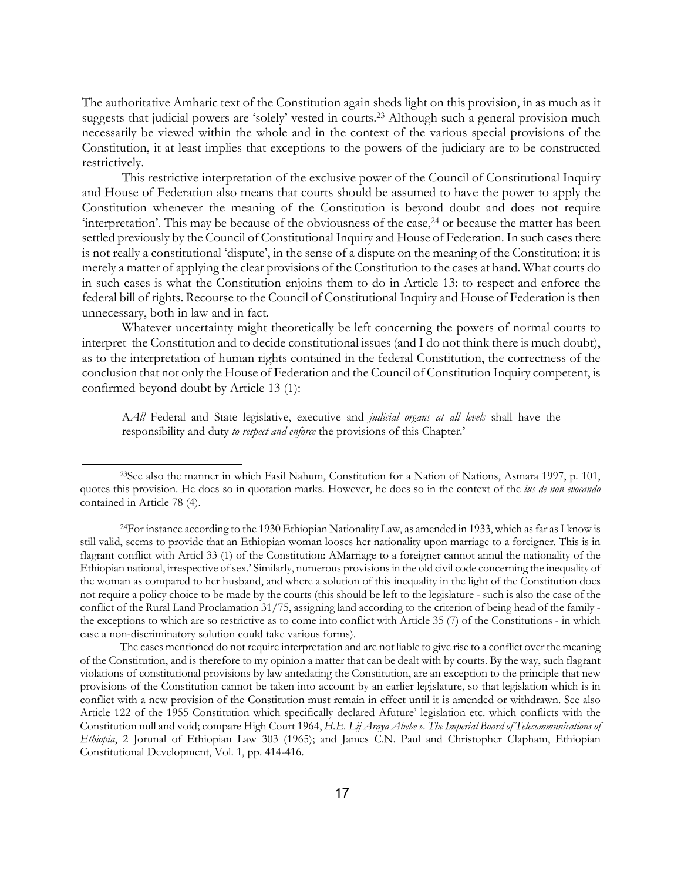The authoritative Amharic text of the Constitution again sheds light on this provision, in as much as it suggests that judicial powers are 'solely' vested in courts.[23] Although such a general provision much necessarily be viewed within the whole and in the context of the various special provisions of the Constitution, it at least implies that exceptions to the powers of the judiciary are to be constructed restrictively.

This restrictive interpretation of the exclusive power of the Council of Constitutional Inquiry and House of Federation also means that courts should be assumed to have the power to apply the Constitution whenever the meaning of the Constitution is beyond doubt and does not require 'interpretation'. This may be because of the obviousness of the case,[24] or because the matter has been settled previously by the Council of Constitutional Inquiry and House of Federation. In such cases there is not really a constitutional 'dispute', in the sense of a dispute on the meaning of the Constitution; it is merely a matter of applying the clear provisions of the Constitution to the cases at hand. What courts do in such cases is what the Constitution enjoins them to do in Article 13: to respect and enforce the federal bill of rights. Recourse to the Council of Constitutional Inquiry and House of Federation is then unnecessary, both in law and in fact.

Whatever uncertainty might theoretically be left concerning the powers of normal courts to interpret the Constitution and to decide constitutional issues (and I do not think there is much doubt), as to the interpretation of human rights contained in the federal Constitution, the correctness of the conclusion that not only the House of Federation and the Council of Constitution Inquiry competent, is confirmed beyond doubt by Article 13 (1):

> A*All* Federal and State legislative, executive and *judicial organs at all levels* shall have the responsibility and duty *to respect and enforce* the provisions of this Chapter.'

---

[23] See also the manner in which Fasil Nahum, Constitution for a Nation of Nations, Asmara 1997, p. 101, quotes this provision. He does so in quotation marks. However, he does so in the context of the *ius de non evocando* contained in Article 78 (4).

[24] For instance according to the 1930 Ethiopian Nationality Law, as amended in 1933, which as far as I know is still valid, seems to provide that an Ethiopian woman looses her nationality upon marriage to a foreigner. This is in flagrant conflict with Articl 33 (1) of the Constitution: AMarriage to a foreigner cannot annul the nationality of the Ethiopian national, irrespective of sex.' Similarly, numerous provisions in the old civil code concerning the inequality of the woman as compared to her husband, and where a solution of this inequality in the light of the Constitution does not require a policy choice to be made by the courts (this should be left to the legislature - such is also the case of the conflict of the Rural Land Proclamation 31/75, assigning land according to the criterion of being head of the family - the exceptions to which are so restrictive as to come into conflict with Article 35 (7) of the Constitutions - in which case a non-discriminatory solution could take various forms).

The cases mentioned do not require interpretation and are not liable to give rise to a conflict over the meaning of the Constitution, and is therefore to my opinion a matter that can be dealt with by courts. By the way, such flagrant violations of constitutional provisions by law antedating the Constitution, are an exception to the principle that new provisions of the Constitution cannot be taken into account by an earlier legislature, so that legislation which is in conflict with a new provision of the Constitution must remain in effect until it is amended or withdrawn. See also Article 122 of the 1955 Constitution which specifically declared Afuture' legislation etc. which conflicts with the Constitution null and void; compare High Court 1964, *H.E. Lij Araya Abebe v. The Imperial Board of Telecommunications of Ethiopia*, 2 Jorunal of Ethiopian Law 303 (1965); and James C.N. Paul and Christopher Clapham, Ethiopian Constitutional Development, Vol. 1, pp. 414-416.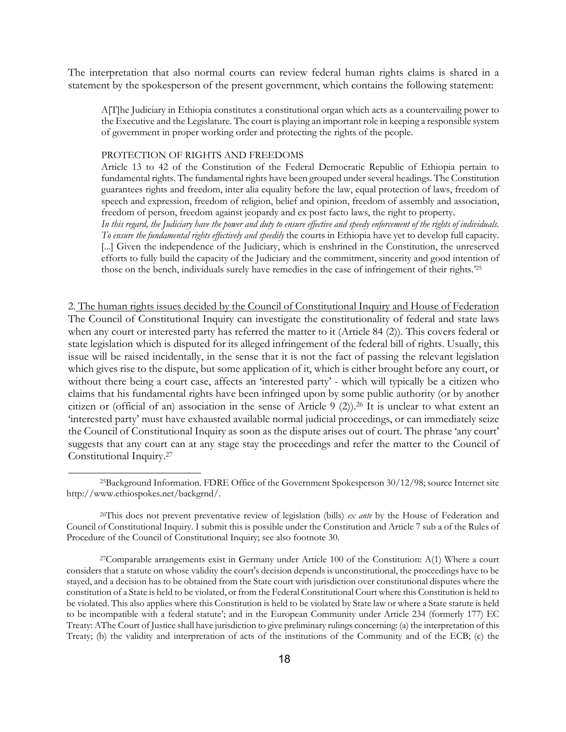The interpretation that also normal courts can review federal human rights claims is shared in a statement by the spokesperson of the present government, which contains the following statement:

> A[T]he Judiciary in Ethiopia constitutes a constitutional organ which acts as a countervailing power to the Executive and the Legislature. The court is playing an important role in keeping a responsible system of government in proper working order and protecting the rights of the people.
>
> PROTECTION OF RIGHTS AND FREEDOMS
>
> Article 13 to 42 of the Constitution of the Federal Democratic Republic of Ethiopia pertain to fundamental rights. The fundamental rights have been grouped under several headings. The Constitution guarantees rights and freedom, inter alia equality before the law, equal protection of laws, freedom of speech and expression, freedom of religion, belief and opinion, freedom of assembly and association, freedom of person, freedom against jeopardy and ex post facto laws, the right to property.
> *In this regard, the Judiciary have the power and duty to ensure effective and speedy enforcement of the rights of individuals. To ensure the fundamental rights effectively and speedily* the courts in Ethiopia have yet to develop full capacity. [...] Given the independence of the Judiciary, which is enshrined in the Constitution, the unreserved efforts to fully build the capacity of the Judiciary and the commitment, sincerity and good intention of those on the bench, individuals surely have remedies in the case of infringement of their rights.'[25]

2. The human rights issues decided by the Council of Constitutional Inquiry and House of Federation

The Council of Constitutional Inquiry can investigate the constitutionality of federal and state laws when any court or interested party has referred the matter to it (Article 84 (2)). This covers federal or state legislation which is disputed for its alleged infringement of the federal bill of rights. Usually, this issue will be raised incidentally, in the sense that it is not the fact of passing the relevant legislation which gives rise to the dispute, but some application of it, which is either brought before any court, or without there being a court case, affects an 'interested party' - which will typically be a citizen who claims that his fundamental rights have been infringed upon by some public authority (or by another citizen or (official of an) association in the sense of Article 9 (2)).[26] It is unclear to what extent an 'interested party' must have exhausted available normal judicial proceedings, or can immediately seize the Council of Constitutional Inquiry as soon as the dispute arises out of court. The phrase 'any court' suggests that any court can at any stage stay the proceedings and refer the matter to the Council of Constitutional Inquiry.[27]

---

[25] Background Information. FDRE Office of the Government Spokesperson 30/12/98; source Internet site http://www.ethiospokes.net/backgrnd/.

[26] This does not prevent preventative review of legislation (bills) *ex ante* by the House of Federation and Council of Constitutional Inquiry. I submit this is possible under the Constitution and Article 7 sub a of the Rules of Procedure of the Council of Constitutional Inquiry; see also footnote 30.

[27] Comparable arrangements exist in Germany under Article 100 of the Constitution: A(1) Where a court considers that a statute on whose validity the court's decision depends is unconstitutional, the proceedings have to be stayed, and a decision has to be obtained from the State court with jurisdiction over constitutional disputes where the constitution of a State is held to be violated, or from the Federal Constitutional Court where this Constitution is held to be violated. This also applies where this Constitution is held to be violated by State law or where a State statute is held to be incompatible with a federal statute'; and in the European Community under Article 234 (formerly 177) EC Treaty: AThe Court of Justice shall have jurisdiction to give preliminary rulings concerning: (a) the interpretation of this Treaty; (b) the validity and interpretation of acts of the institutions of the Community and of the ECB; (c) the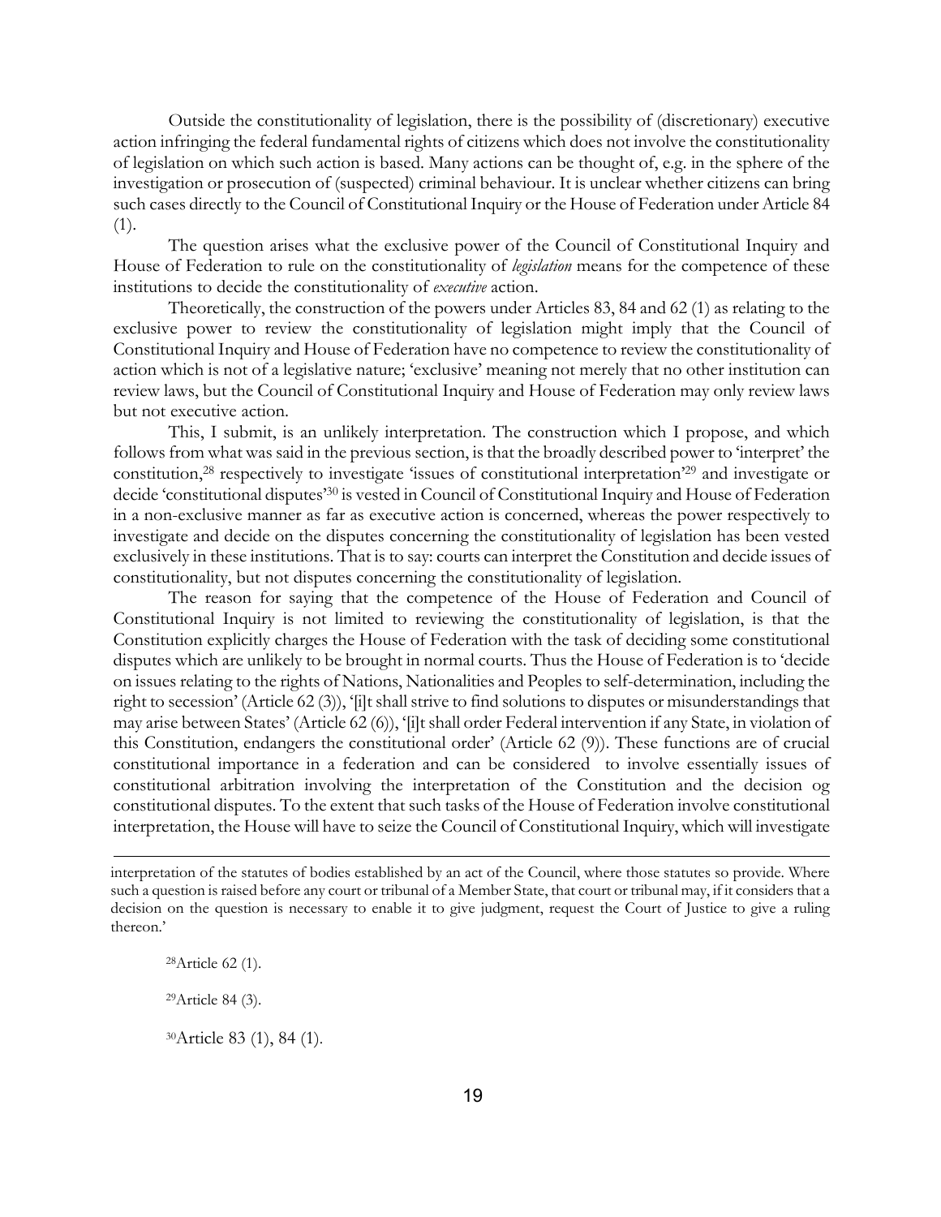Outside the constitutionality of legislation, there is the possibility of (discretionary) executive action infringing the federal fundamental rights of citizens which does not involve the constitutionality of legislation on which such action is based. Many actions can be thought of, e.g. in the sphere of the investigation or prosecution of (suspected) criminal behaviour. It is unclear whether citizens can bring such cases directly to the Council of Constitutional Inquiry or the House of Federation under Article 84 (1).

The question arises what the exclusive power of the Council of Constitutional Inquiry and House of Federation to rule on the constitutionality of *legislation* means for the competence of these institutions to decide the constitutionality of *executive* action.

Theoretically, the construction of the powers under Articles 83, 84 and 62 (1) as relating to the exclusive power to review the constitutionality of legislation might imply that the Council of Constitutional Inquiry and House of Federation have no competence to review the constitutionality of action which is not of a legislative nature; 'exclusive' meaning not merely that no other institution can review laws, but the Council of Constitutional Inquiry and House of Federation may only review laws but not executive action.

This, I submit, is an unlikely interpretation. The construction which I propose, and which follows from what was said in the previous section, is that the broadly described power to 'interpret' the constitution,[28] respectively to investigate 'issues of constitutional interpretation'[29] and investigate or decide 'constitutional disputes'[30] is vested in Council of Constitutional Inquiry and House of Federation in a non-exclusive manner as far as executive action is concerned, whereas the power respectively to investigate and decide on the disputes concerning the constitutionality of legislation has been vested exclusively in these institutions. That is to say: courts can interpret the Constitution and decide issues of constitutionality, but not disputes concerning the constitutionality of legislation.

The reason for saying that the competence of the House of Federation and Council of Constitutional Inquiry is not limited to reviewing the constitutionality of legislation, is that the Constitution explicitly charges the House of Federation with the task of deciding some constitutional disputes which are unlikely to be brought in normal courts. Thus the House of Federation is to 'decide on issues relating to the rights of Nations, Nationalities and Peoples to self-determination, including the right to secession' (Article 62 (3)), '[i]t shall strive to find solutions to disputes or misunderstandings that may arise between States' (Article 62 (6)), '[i]t shall order Federal intervention if any State, in violation of this Constitution, endangers the constitutional order' (Article 62 (9)). These functions are of crucial constitutional importance in a federation and can be considered to involve essentially issues of constitutional arbitration involving the interpretation of the Constitution and the decision og constitutional disputes. To the extent that such tasks of the House of Federation involve constitutional interpretation, the House will have to seize the Council of Constitutional Inquiry, which will investigate

---

interpretation of the statutes of bodies established by an act of the Council, where those statutes so provide. Where such a question is raised before any court or tribunal of a Member State, that court or tribunal may, if it considers that a decision on the question is necessary to enable it to give judgment, request the Court of Justice to give a ruling thereon.'

[28] Article 62 (1).

[29] Article 84 (3).

[30] Article 83 (1), 84 (1).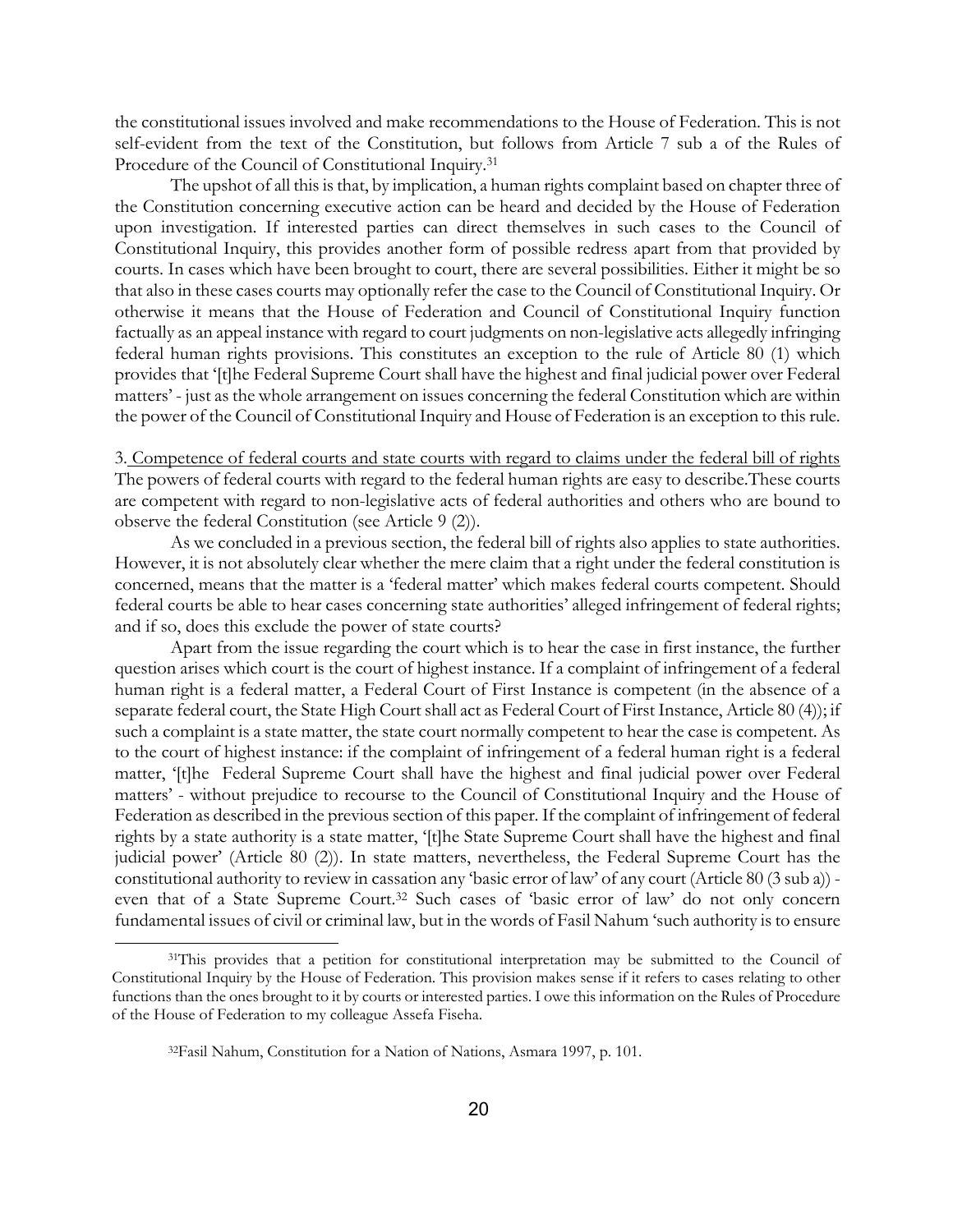the constitutional issues involved and make recommendations to the House of Federation. This is not self-evident from the text of the Constitution, but follows from Article 7 sub a of the Rules of Procedure of the Council of Constitutional Inquiry.[31]

The upshot of all this is that, by implication, a human rights complaint based on chapter three of the Constitution concerning executive action can be heard and decided by the House of Federation upon investigation. If interested parties can direct themselves in such cases to the Council of Constitutional Inquiry, this provides another form of possible redress apart from that provided by courts. In cases which have been brought to court, there are several possibilities. Either it might be so that also in these cases courts may optionally refer the case to the Council of Constitutional Inquiry. Or otherwise it means that the House of Federation and Council of Constitutional Inquiry function factually as an appeal instance with regard to court judgments on non-legislative acts allegedly infringing federal human rights provisions. This constitutes an exception to the rule of Article 80 (1) which provides that '[t]he Federal Supreme Court shall have the highest and final judicial power over Federal matters' - just as the whole arrangement on issues concerning the federal Constitution which are within the power of the Council of Constitutional Inquiry and House of Federation is an exception to this rule.

### 3. Competence of federal courts and state courts with regard to claims under the federal bill of rights

The powers of federal courts with regard to the federal human rights are easy to describe.These courts are competent with regard to non-legislative acts of federal authorities and others who are bound to observe the federal Constitution (see Article 9 (2)).

As we concluded in a previous section, the federal bill of rights also applies to state authorities. However, it is not absolutely clear whether the mere claim that a right under the federal constitution is concerned, means that the matter is a 'federal matter' which makes federal courts competent. Should federal courts be able to hear cases concerning state authorities' alleged infringement of federal rights; and if so, does this exclude the power of state courts?

Apart from the issue regarding the court which is to hear the case in first instance, the further question arises which court is the court of highest instance. If a complaint of infringement of a federal human right is a federal matter, a Federal Court of First Instance is competent (in the absence of a separate federal court, the State High Court shall act as Federal Court of First Instance, Article 80 (4)); if such a complaint is a state matter, the state court normally competent to hear the case is competent. As to the court of highest instance: if the complaint of infringement of a federal human right is a federal matter, '[t]he Federal Supreme Court shall have the highest and final judicial power over Federal matters' - without prejudice to recourse to the Council of Constitutional Inquiry and the House of Federation as described in the previous section of this paper. If the complaint of infringement of federal rights by a state authority is a state matter, '[t]he State Supreme Court shall have the highest and final judicial power' (Article 80 (2)). In state matters, nevertheless, the Federal Supreme Court has the constitutional authority to review in cassation any 'basic error of law' of any court (Article 80 (3 sub a)) - even that of a State Supreme Court.[32] Such cases of 'basic error of law' do not only concern fundamental issues of civil or criminal law, but in the words of Fasil Nahum 'such authority is to ensure

---

[31] This provides that a petition for constitutional interpretation may be submitted to the Council of Constitutional Inquiry by the House of Federation. This provision makes sense if it refers to cases relating to other functions than the ones brought to it by courts or interested parties. I owe this information on the Rules of Procedure of the House of Federation to my colleague Assefa Fiseha.

[32] Fasil Nahum, Constitution for a Nation of Nations, Asmara 1997, p. 101.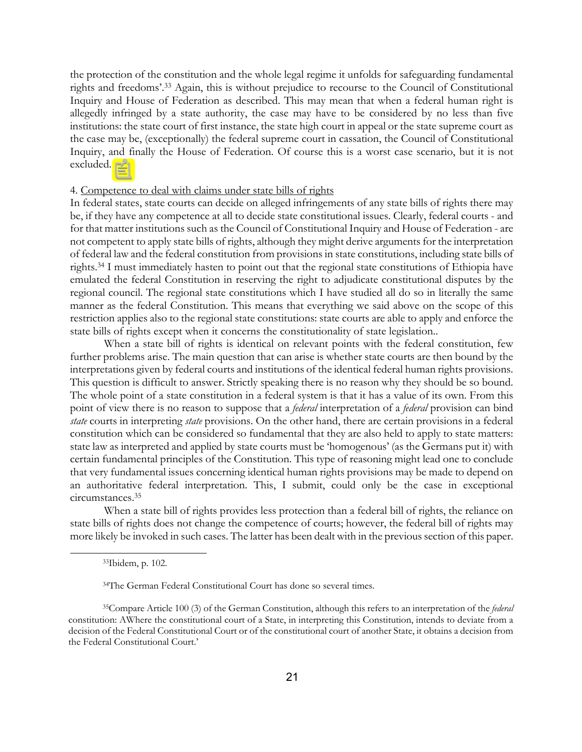the protection of the constitution and the whole legal regime it unfolds for safeguarding fundamental rights and freedoms'.[33] Again, this is without prejudice to recourse to the Council of Constitutional Inquiry and House of Federation as described. This may mean that when a federal human right is allegedly infringed by a state authority, the case may have to be considered by no less than five institutions: the state court of first instance, the state high court in appeal or the state supreme court as the case may be, (exceptionally) the federal supreme court in cassation, the Council of Constitutional Inquiry, and finally the House of Federation. Of course this is a worst case scenario, but it is not excluded.

4. Competence to deal with claims under state bills of rights

In federal states, state courts can decide on alleged infringements of any state bills of rights there may be, if they have any competence at all to decide state constitutional issues. Clearly, federal courts - and for that matter institutions such as the Council of Constitutional Inquiry and House of Federation - are not competent to apply state bills of rights, although they might derive arguments for the interpretation of federal law and the federal constitution from provisions in state constitutions, including state bills of rights.[34] I must immediately hasten to point out that the regional state constitutions of Ethiopia have emulated the federal Constitution in reserving the right to adjudicate constitutional disputes by the regional council. The regional state constitutions which I have studied all do so in literally the same manner as the federal Constitution. This means that everything we said above on the scope of this restriction applies also to the regional state constitutions: state courts are able to apply and enforce the state bills of rights except when it concerns the constitutionality of state legislation..

When a state bill of rights is identical on relevant points with the federal constitution, few further problems arise. The main question that can arise is whether state courts are then bound by the interpretations given by federal courts and institutions of the identical federal human rights provisions. This question is difficult to answer. Strictly speaking there is no reason why they should be so bound. The whole point of a state constitution in a federal system is that it has a value of its own. From this point of view there is no reason to suppose that a *federal* interpretation of a *federal* provision can bind *state* courts in interpreting *state* provisions. On the other hand, there are certain provisions in a federal constitution which can be considered so fundamental that they are also held to apply to state matters: state law as interpreted and applied by state courts must be 'homogenous' (as the Germans put it) with certain fundamental principles of the Constitution. This type of reasoning might lead one to conclude that very fundamental issues concerning identical human rights provisions may be made to depend on an authoritative federal interpretation. This, I submit, could only be the case in exceptional circumstances.[35]

When a state bill of rights provides less protection than a federal bill of rights, the reliance on state bills of rights does not change the competence of courts; however, the federal bill of rights may more likely be invoked in such cases. The latter has been dealt with in the previous section of this paper.

---

[33] Ibidem, p. 102.

[34] The German Federal Constitutional Court has done so several times.

[35] Compare Article 100 (3) of the German Constitution, although this refers to an interpretation of the *federal* constitution: AWhere the constitutional court of a State, in interpreting this Constitution, intends to deviate from a decision of the Federal Constitutional Court or of the constitutional court of another State, it obtains a decision from the Federal Constitutional Court.'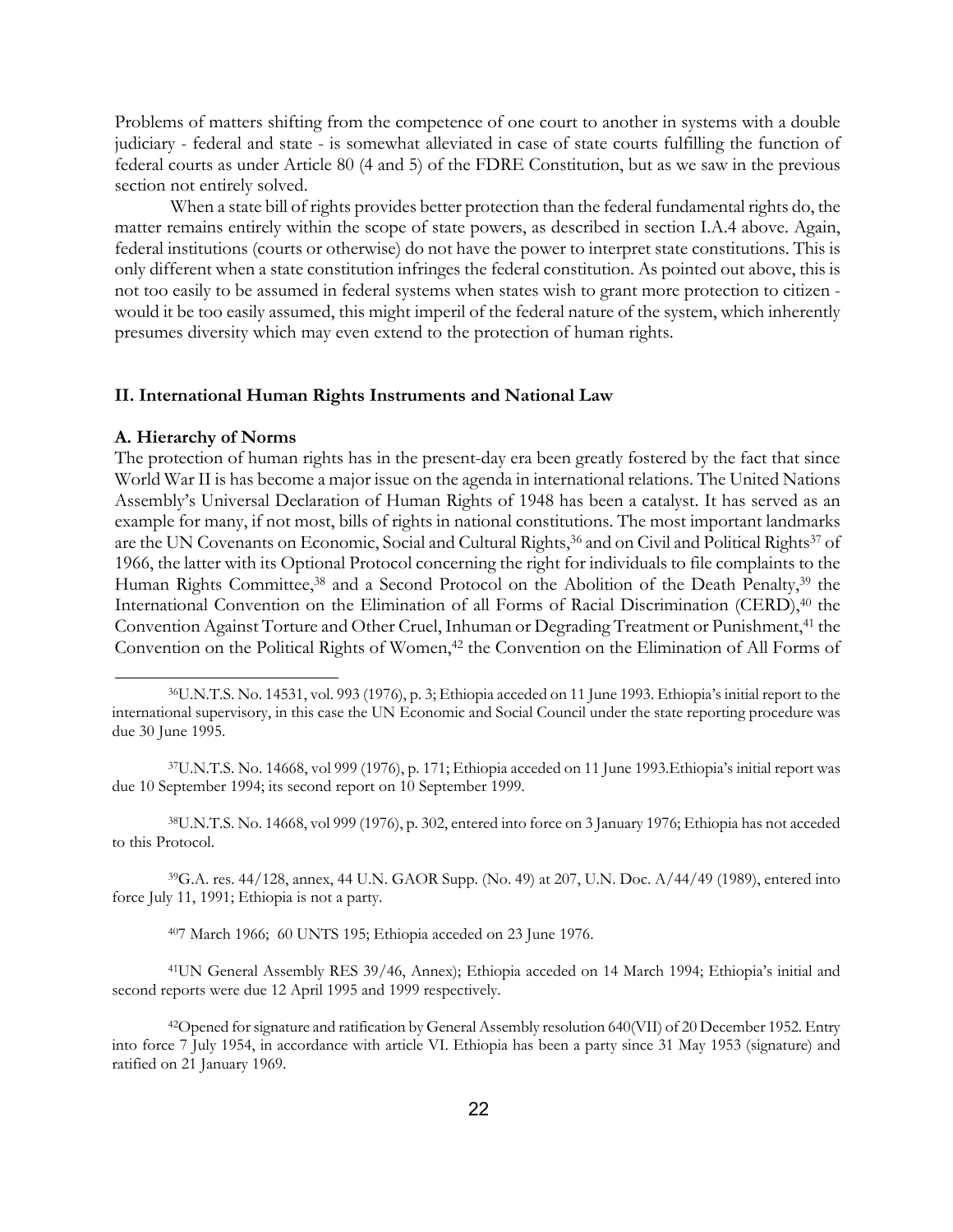Problems of matters shifting from the competence of one court to another in systems with a double judiciary - federal and state - is somewhat alleviated in case of state courts fulfilling the function of federal courts as under Article 80 (4 and 5) of the FDRE Constitution, but as we saw in the previous section not entirely solved.

When a state bill of rights provides better protection than the federal fundamental rights do, the matter remains entirely within the scope of state powers, as described in section I.A.4 above. Again, federal institutions (courts or otherwise) do not have the power to interpret state constitutions. This is only different when a state constitution infringes the federal constitution. As pointed out above, this is not too easily to be assumed in federal systems when states wish to grant more protection to citizen - would it be too easily assumed, this might imperil of the federal nature of the system, which inherently presumes diversity which may even extend to the protection of human rights.

## II. International Human Rights Instruments and National Law

### A. Hierarchy of Norms

The protection of human rights has in the present-day era been greatly fostered by the fact that since World War II is has become a major issue on the agenda in international relations. The United Nations Assembly's Universal Declaration of Human Rights of 1948 has been a catalyst. It has served as an example for many, if not most, bills of rights in national constitutions. The most important landmarks are the UN Covenants on Economic, Social and Cultural Rights,[36] and on Civil and Political Rights[37] of 1966, the latter with its Optional Protocol concerning the right for individuals to file complaints to the Human Rights Committee,[38] and a Second Protocol on the Abolition of the Death Penalty,[39] the International Convention on the Elimination of all Forms of Racial Discrimination (CERD),[40] the Convention Against Torture and Other Cruel, Inhuman or Degrading Treatment or Punishment,[41] the Convention on the Political Rights of Women,[42] the Convention on the Elimination of All Forms of

---

[36] U.N.T.S. No. 14531, vol. 993 (1976), p. 3; Ethiopia acceded on 11 June 1993. Ethiopia's initial report to the international supervisory, in this case the UN Economic and Social Council under the state reporting procedure was due 30 June 1995.

[37] U.N.T.S. No. 14668, vol 999 (1976), p. 171; Ethiopia acceded on 11 June 1993.Ethiopia's initial report was due 10 September 1994; its second report on 10 September 1999.

[38] U.N.T.S. No. 14668, vol 999 (1976), p. 302, entered into force on 3 January 1976; Ethiopia has not acceded to this Protocol.

[39] G.A. res. 44/128, annex, 44 U.N. GAOR Supp. (No. 49) at 207, U.N. Doc. A/44/49 (1989), entered into force July 11, 1991; Ethiopia is not a party.

[40] 7 March 1966; 60 UNTS 195; Ethiopia acceded on 23 June 1976.

[41] UN General Assembly RES 39/46, Annex); Ethiopia acceded on 14 March 1994; Ethiopia's initial and second reports were due 12 April 1995 and 1999 respectively.

[42] Opened for signature and ratification by General Assembly resolution 640(VII) of 20 December 1952. Entry into force 7 July 1954, in accordance with article VI. Ethiopia has been a party since 31 May 1953 (signature) and ratified on 21 January 1969.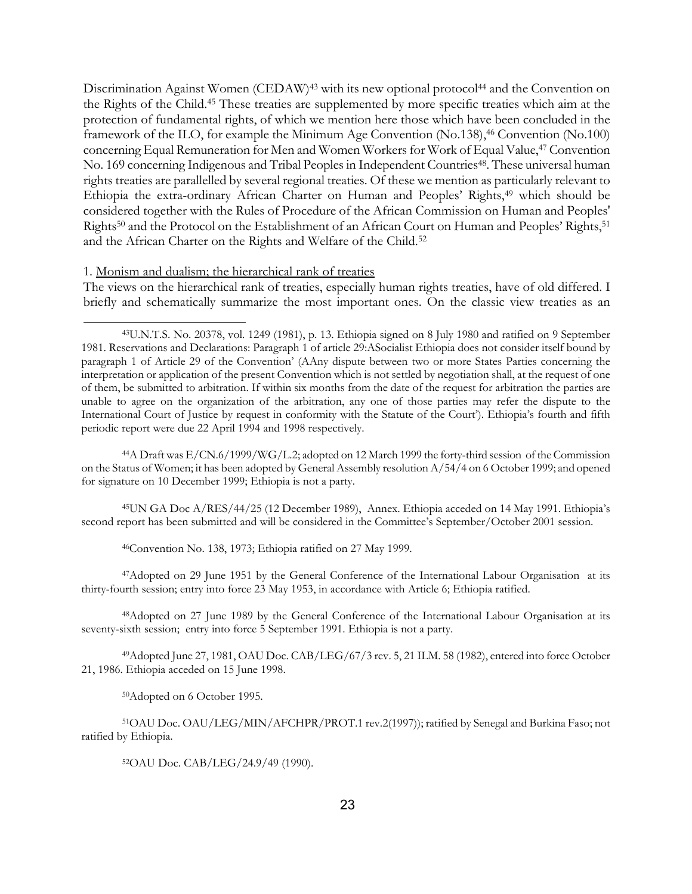Discrimination Against Women (CEDAW)[43] with its new optional protocol[44] and the Convention on the Rights of the Child.[45] These treaties are supplemented by more specific treaties which aim at the protection of fundamental rights, of which we mention here those which have been concluded in the framework of the ILO, for example the Minimum Age Convention (No.138),[46] Convention (No.100) concerning Equal Remuneration for Men and Women Workers for Work of Equal Value,[47] Convention No. 169 concerning Indigenous and Tribal Peoples in Independent Countries[48]. These universal human rights treaties are parallelled by several regional treaties. Of these we mention as particularly relevant to Ethiopia the extra-ordinary African Charter on Human and Peoples' Rights,[49] which should be considered together with the Rules of Procedure of the African Commission on Human and Peoples' Rights[50] and the Protocol on the Establishment of an African Court on Human and Peoples' Rights,[51] and the African Charter on the Rights and Welfare of the Child.[52]

1. Monism and dualism; the hierarchical rank of treaties

The views on the hierarchical rank of treaties, especially human rights treaties, have of old differed. I briefly and schematically summarize the most important ones. On the classic view treaties as an

---

[43] U.N.T.S. No. 20378, vol. 1249 (1981), p. 13. Ethiopia signed on 8 July 1980 and ratified on 9 September 1981. Reservations and Declarations: Paragraph 1 of article 29:ASocialist Ethiopia does not consider itself bound by paragraph 1 of Article 29 of the Convention' (AAny dispute between two or more States Parties concerning the interpretation or application of the present Convention which is not settled by negotiation shall, at the request of one of them, be submitted to arbitration. If within six months from the date of the request for arbitration the parties are unable to agree on the organization of the arbitration, any one of those parties may refer the dispute to the International Court of Justice by request in conformity with the Statute of the Court'). Ethiopia's fourth and fifth periodic report were due 22 April 1994 and 1998 respectively.

[44] A Draft was E/CN.6/1999/WG/L.2; adopted on 12 March 1999 the forty-third session of the Commission on the Status of Women; it has been adopted by General Assembly resolution A/54/4 on 6 October 1999; and opened for signature on 10 December 1999; Ethiopia is not a party.

[45] UN GA Doc A/RES/44/25 (12 December 1989), Annex. Ethiopia acceded on 14 May 1991. Ethiopia's second report has been submitted and will be considered in the Committee's September/October 2001 session.

[46] Convention No. 138, 1973; Ethiopia ratified on 27 May 1999.

[47] Adopted on 29 June 1951 by the General Conference of the International Labour Organisation at its thirty-fourth session; entry into force 23 May 1953, in accordance with Article 6; Ethiopia ratified.

[48] Adopted on 27 June 1989 by the General Conference of the International Labour Organisation at its seventy-sixth session; entry into force 5 September 1991. Ethiopia is not a party.

[49] Adopted June 27, 1981, OAU Doc. CAB/LEG/67/3 rev. 5, 21 ILM. 58 (1982), entered into force October 21, 1986. Ethiopia acceded on 15 June 1998.

[50] Adopted on 6 October 1995.

[51] OAU Doc. OAU/LEG/MIN/AFCHPR/PROT.1 rev.2(1997)); ratified by Senegal and Burkina Faso; not ratified by Ethiopia.

[52] OAU Doc. CAB/LEG/24.9/49 (1990).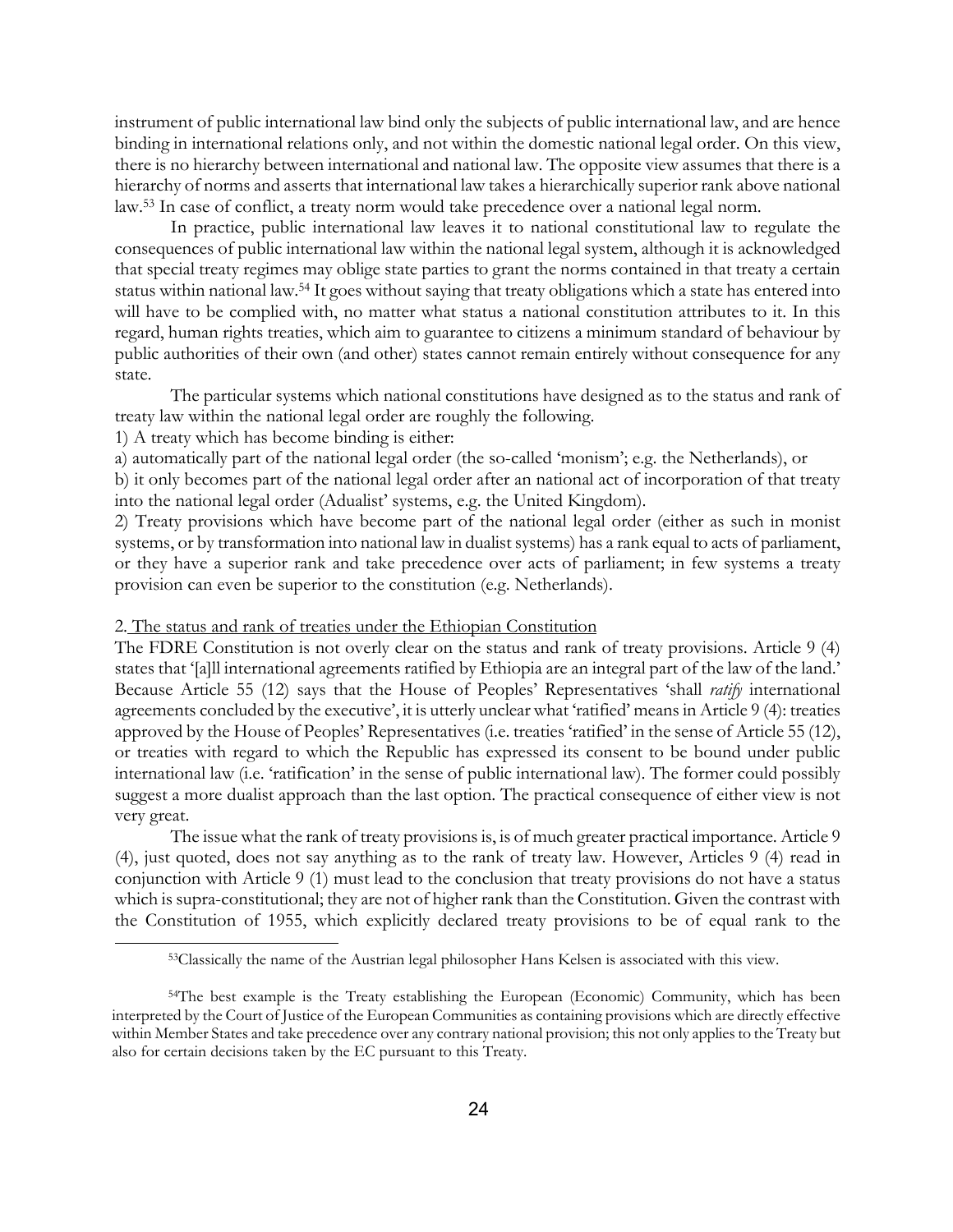instrument of public international law bind only the subjects of public international law, and are hence binding in international relations only, and not within the domestic national legal order. On this view, there is no hierarchy between international and national law. The opposite view assumes that there is a hierarchy of norms and asserts that international law takes a hierarchically superior rank above national law.[53] In case of conflict, a treaty norm would take precedence over a national legal norm.

In practice, public international law leaves it to national constitutional law to regulate the consequences of public international law within the national legal system, although it is acknowledged that special treaty regimes may oblige state parties to grant the norms contained in that treaty a certain status within national law.[54] It goes without saying that treaty obligations which a state has entered into will have to be complied with, no matter what status a national constitution attributes to it. In this regard, human rights treaties, which aim to guarantee to citizens a minimum standard of behaviour by public authorities of their own (and other) states cannot remain entirely without consequence for any state.

The particular systems which national constitutions have designed as to the status and rank of treaty law within the national legal order are roughly the following.

1) A treaty which has become binding is either:

a) automatically part of the national legal order (the so-called 'monism'; e.g. the Netherlands), or

b) it only becomes part of the national legal order after an national act of incorporation of that treaty into the national legal order (Adualist' systems, e.g. the United Kingdom).

2) Treaty provisions which have become part of the national legal order (either as such in monist systems, or by transformation into national law in dualist systems) has a rank equal to acts of parliament, or they have a superior rank and take precedence over acts of parliament; in few systems a treaty provision can even be superior to the constitution (e.g. Netherlands).

2. <u>The status and rank of treaties under the Ethiopian Constitution</u>

The FDRE Constitution is not overly clear on the status and rank of treaty provisions. Article 9 (4) states that '[a]ll international agreements ratified by Ethiopia are an integral part of the law of the land.' Because Article 55 (12) says that the House of Peoples' Representatives 'shall *ratify* international agreements concluded by the executive', it is utterly unclear what 'ratified' means in Article 9 (4): treaties approved by the House of Peoples' Representatives (i.e. treaties 'ratified' in the sense of Article 55 (12), or treaties with regard to which the Republic has expressed its consent to be bound under public international law (i.e. 'ratification' in the sense of public international law). The former could possibly suggest a more dualist approach than the last option. The practical consequence of either view is not very great.

The issue what the rank of treaty provisions is, is of much greater practical importance. Article 9 (4), just quoted, does not say anything as to the rank of treaty law. However, Articles 9 (4) read in conjunction with Article 9 (1) must lead to the conclusion that treaty provisions do not have a status which is supra-constitutional; they are not of higher rank than the Constitution. Given the contrast with the Constitution of 1955, which explicitly declared treaty provisions to be of equal rank to the

---

[53] Classically the name of the Austrian legal philosopher Hans Kelsen is associated with this view.

[54] The best example is the Treaty establishing the European (Economic) Community, which has been interpreted by the Court of Justice of the European Communities as containing provisions which are directly effective within Member States and take precedence over any contrary national provision; this not only applies to the Treaty but also for certain decisions taken by the EC pursuant to this Treaty.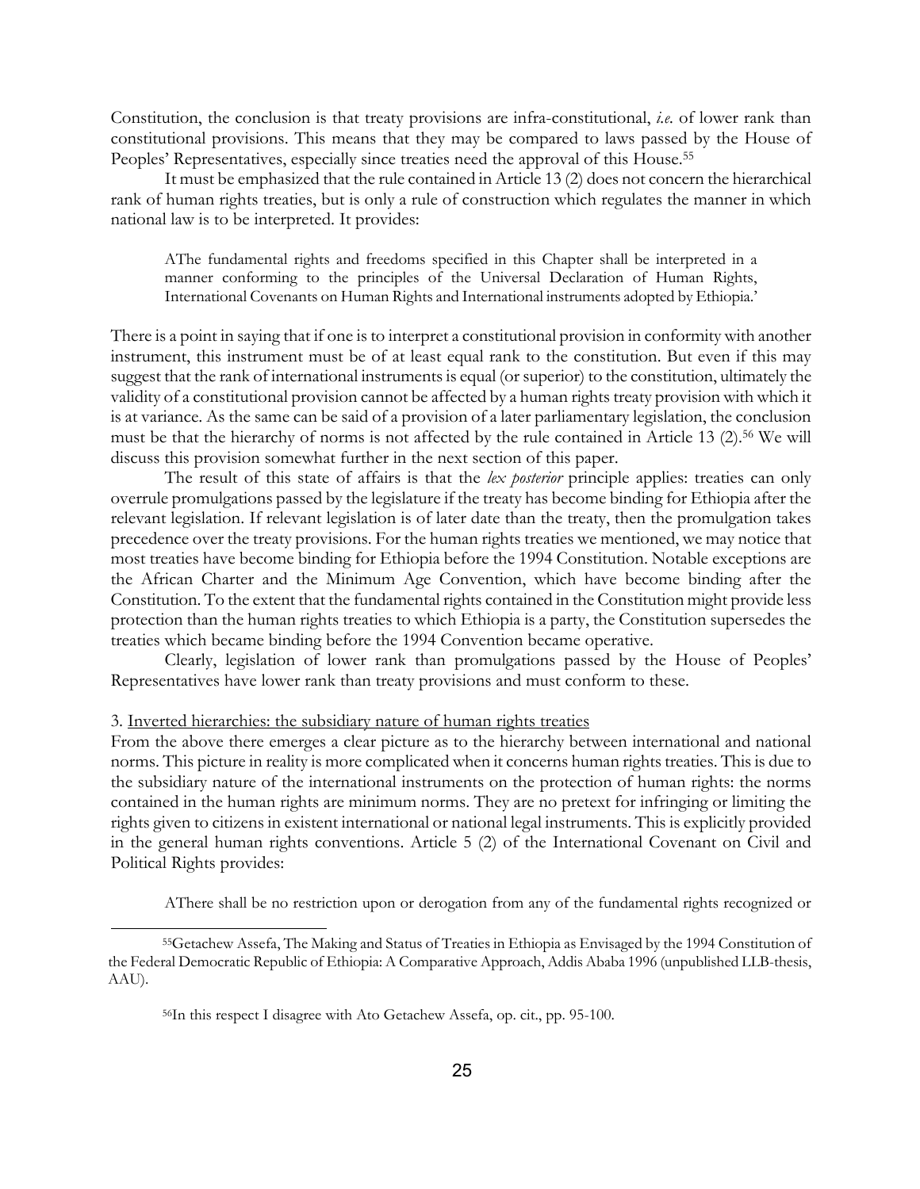Constitution, the conclusion is that treaty provisions are infra-constitutional, *i.e.* of lower rank than constitutional provisions. This means that they may be compared to laws passed by the House of Peoples' Representatives, especially since treaties need the approval of this House.[55]

It must be emphasized that the rule contained in Article 13 (2) does not concern the hierarchical rank of human rights treaties, but is only a rule of construction which regulates the manner in which national law is to be interpreted. It provides:

> AThe fundamental rights and freedoms specified in this Chapter shall be interpreted in a manner conforming to the principles of the Universal Declaration of Human Rights, International Covenants on Human Rights and International instruments adopted by Ethiopia.'

There is a point in saying that if one is to interpret a constitutional provision in conformity with another instrument, this instrument must be of at least equal rank to the constitution. But even if this may suggest that the rank of international instruments is equal (or superior) to the constitution, ultimately the validity of a constitutional provision cannot be affected by a human rights treaty provision with which it is at variance. As the same can be said of a provision of a later parliamentary legislation, the conclusion must be that the hierarchy of norms is not affected by the rule contained in Article 13 (2).[56] We will discuss this provision somewhat further in the next section of this paper.

The result of this state of affairs is that the *lex posterior* principle applies: treaties can only overrule promulgations passed by the legislature if the treaty has become binding for Ethiopia after the relevant legislation. If relevant legislation is of later date than the treaty, then the promulgation takes precedence over the treaty provisions. For the human rights treaties we mentioned, we may notice that most treaties have become binding for Ethiopia before the 1994 Constitution. Notable exceptions are the African Charter and the Minimum Age Convention, which have become binding after the Constitution. To the extent that the fundamental rights contained in the Constitution might provide less protection than the human rights treaties to which Ethiopia is a party, the Constitution supersedes the treaties which became binding before the 1994 Convention became operative.

Clearly, legislation of lower rank than promulgations passed by the House of Peoples' Representatives have lower rank than treaty provisions and must conform to these.

3. Inverted hierarchies: the subsidiary nature of human rights treaties

From the above there emerges a clear picture as to the hierarchy between international and national norms. This picture in reality is more complicated when it concerns human rights treaties. This is due to the subsidiary nature of the international instruments on the protection of human rights: the norms contained in the human rights are minimum norms. They are no pretext for infringing or limiting the rights given to citizens in existent international or national legal instruments. This is explicitly provided in the general human rights conventions. Article 5 (2) of the International Covenant on Civil and Political Rights provides:

> AThere shall be no restriction upon or derogation from any of the fundamental rights recognized or

---

[55] Getachew Assefa, The Making and Status of Treaties in Ethiopia as Envisaged by the 1994 Constitution of the Federal Democratic Republic of Ethiopia: A Comparative Approach, Addis Ababa 1996 (unpublished LLB-thesis, AAU).

[56] In this respect I disagree with Ato Getachew Assefa, op. cit., pp. 95-100.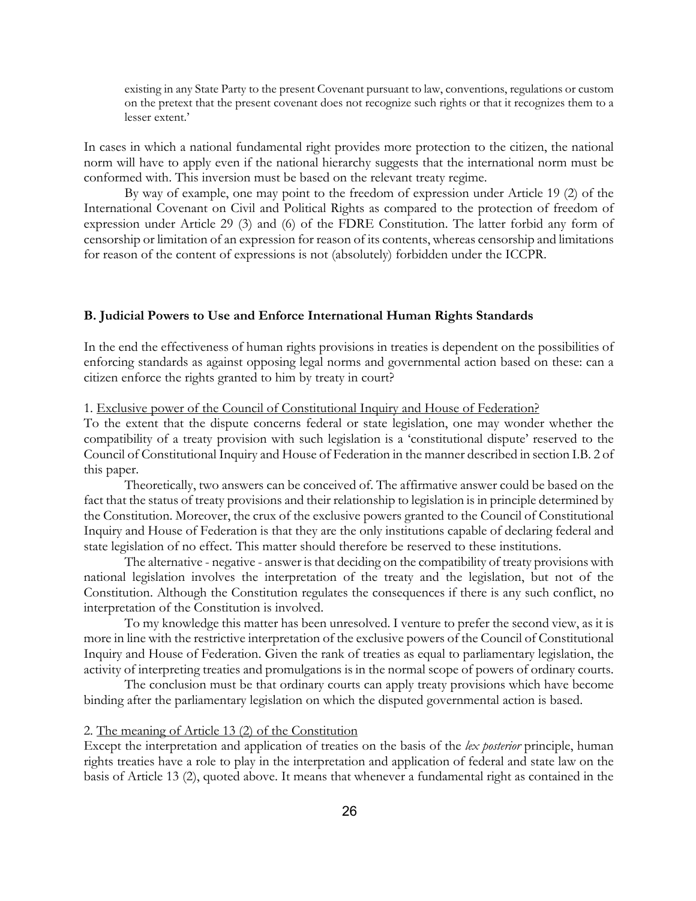> existing in any State Party to the present Covenant pursuant to law, conventions, regulations or custom on the pretext that the present covenant does not recognize such rights or that it recognizes them to a lesser extent.'

In cases in which a national fundamental right provides more protection to the citizen, the national norm will have to apply even if the national hierarchy suggests that the international norm must be conformed with. This inversion must be based on the relevant treaty regime.

By way of example, one may point to the freedom of expression under Article 19 (2) of the International Covenant on Civil and Political Rights as compared to the protection of freedom of expression under Article 29 (3) and (6) of the FDRE Constitution. The latter forbid any form of censorship or limitation of an expression for reason of its contents, whereas censorship and limitations for reason of the content of expressions is not (absolutely) forbidden under the ICCPR.

### B. Judicial Powers to Use and Enforce International Human Rights Standards

In the end the effectiveness of human rights provisions in treaties is dependent on the possibilities of enforcing standards as against opposing legal norms and governmental action based on these: can a citizen enforce the rights granted to him by treaty in court?

1. <u>Exclusive power of the Council of Constitutional Inquiry and House of Federation?</u>

To the extent that the dispute concerns federal or state legislation, one may wonder whether the compatibility of a treaty provision with such legislation is a 'constitutional dispute' reserved to the Council of Constitutional Inquiry and House of Federation in the manner described in section I.B. 2 of this paper.

Theoretically, two answers can be conceived of. The affirmative answer could be based on the fact that the status of treaty provisions and their relationship to legislation is in principle determined by the Constitution. Moreover, the crux of the exclusive powers granted to the Council of Constitutional Inquiry and House of Federation is that they are the only institutions capable of declaring federal and state legislation of no effect. This matter should therefore be reserved to these institutions.

The alternative - negative - answer is that deciding on the compatibility of treaty provisions with national legislation involves the interpretation of the treaty and the legislation, but not of the Constitution. Although the Constitution regulates the consequences if there is any such conflict, no interpretation of the Constitution is involved.

To my knowledge this matter has been unresolved. I venture to prefer the second view, as it is more in line with the restrictive interpretation of the exclusive powers of the Council of Constitutional Inquiry and House of Federation. Given the rank of treaties as equal to parliamentary legislation, the activity of interpreting treaties and promulgations is in the normal scope of powers of ordinary courts.

The conclusion must be that ordinary courts can apply treaty provisions which have become binding after the parliamentary legislation on which the disputed governmental action is based.

2. <u>The meaning of Article 13 (2) of the Constitution</u>

Except the interpretation and application of treaties on the basis of the *lex posterior* principle, human rights treaties have a role to play in the interpretation and application of federal and state law on the basis of Article 13 (2), quoted above. It means that whenever a fundamental right as contained in the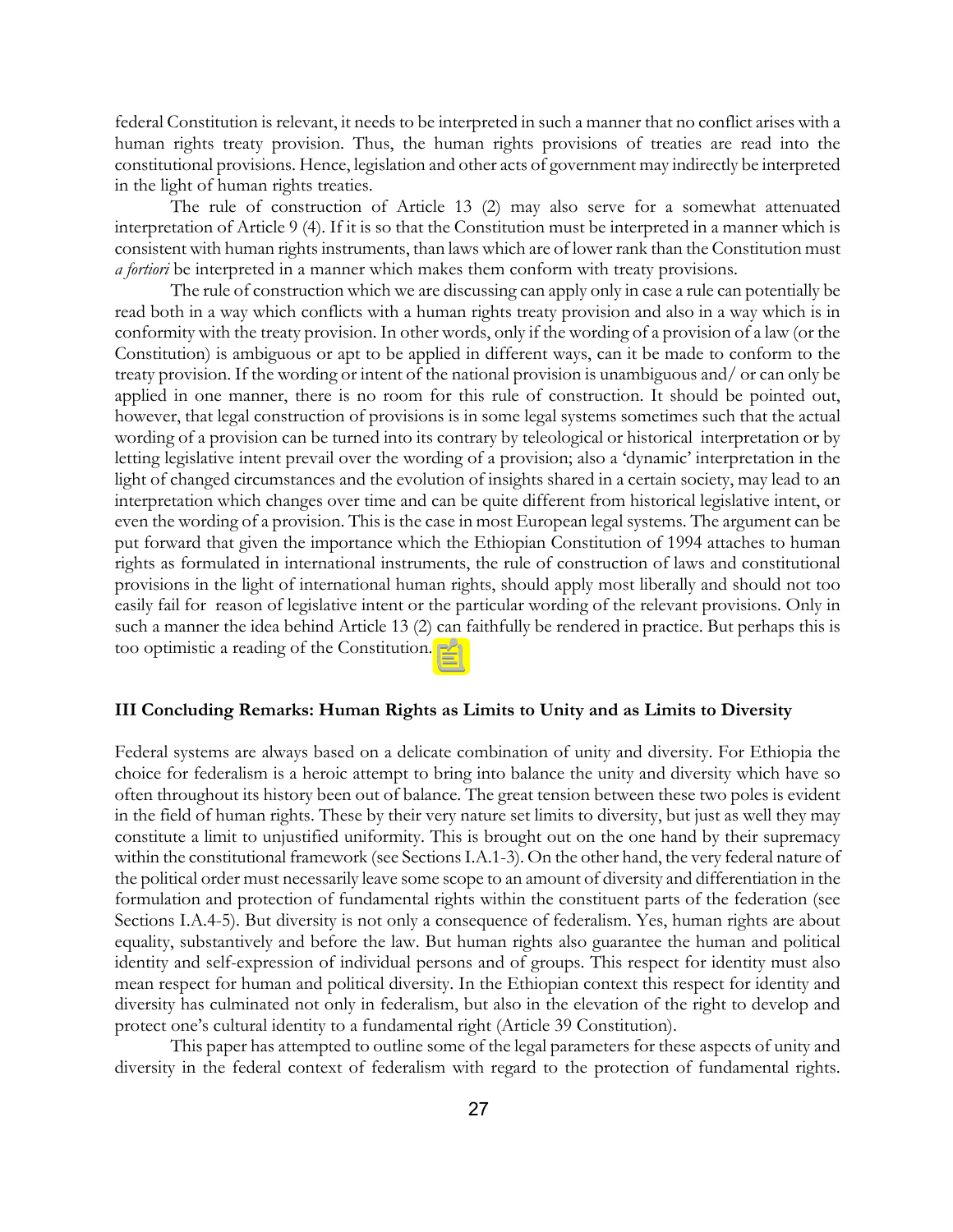federal Constitution is relevant, it needs to be interpreted in such a manner that no conflict arises with a human rights treaty provision. Thus, the human rights provisions of treaties are read into the constitutional provisions. Hence, legislation and other acts of government may indirectly be interpreted in the light of human rights treaties.

The rule of construction of Article 13 (2) may also serve for a somewhat attenuated interpretation of Article 9 (4). If it is so that the Constitution must be interpreted in a manner which is consistent with human rights instruments, than laws which are of lower rank than the Constitution must *a fortiori* be interpreted in a manner which makes them conform with treaty provisions.

The rule of construction which we are discussing can apply only in case a rule can potentially be read both in a way which conflicts with a human rights treaty provision and also in a way which is in conformity with the treaty provision. In other words, only if the wording of a provision of a law (or the Constitution) is ambiguous or apt to be applied in different ways, can it be made to conform to the treaty provision. If the wording or intent of the national provision is unambiguous and/ or can only be applied in one manner, there is no room for this rule of construction. It should be pointed out, however, that legal construction of provisions is in some legal systems sometimes such that the actual wording of a provision can be turned into its contrary by teleological or historical interpretation or by letting legislative intent prevail over the wording of a provision; also a 'dynamic' interpretation in the light of changed circumstances and the evolution of insights shared in a certain society, may lead to an interpretation which changes over time and can be quite different from historical legislative intent, or even the wording of a provision. This is the case in most European legal systems. The argument can be put forward that given the importance which the Ethiopian Constitution of 1994 attaches to human rights as formulated in international instruments, the rule of construction of laws and constitutional provisions in the light of international human rights, should apply most liberally and should not too easily fail for reason of legislative intent or the particular wording of the relevant provisions. Only in such a manner the idea behind Article 13 (2) can faithfully be rendered in practice. But perhaps this is too optimistic a reading of the Constitution.

### III Concluding Remarks: Human Rights as Limits to Unity and as Limits to Diversity

Federal systems are always based on a delicate combination of unity and diversity. For Ethiopia the choice for federalism is a heroic attempt to bring into balance the unity and diversity which have so often throughout its history been out of balance. The great tension between these two poles is evident in the field of human rights. These by their very nature set limits to diversity, but just as well they may constitute a limit to unjustified uniformity. This is brought out on the one hand by their supremacy within the constitutional framework (see Sections I.A.1-3). On the other hand, the very federal nature of the political order must necessarily leave some scope to an amount of diversity and differentiation in the formulation and protection of fundamental rights within the constituent parts of the federation (see Sections I.A.4-5). But diversity is not only a consequence of federalism. Yes, human rights are about equality, substantively and before the law. But human rights also guarantee the human and political identity and self-expression of individual persons and of groups. This respect for identity must also mean respect for human and political diversity. In the Ethiopian context this respect for identity and diversity has culminated not only in federalism, but also in the elevation of the right to develop and protect one's cultural identity to a fundamental right (Article 39 Constitution).

This paper has attempted to outline some of the legal parameters for these aspects of unity and diversity in the federal context of federalism with regard to the protection of fundamental rights.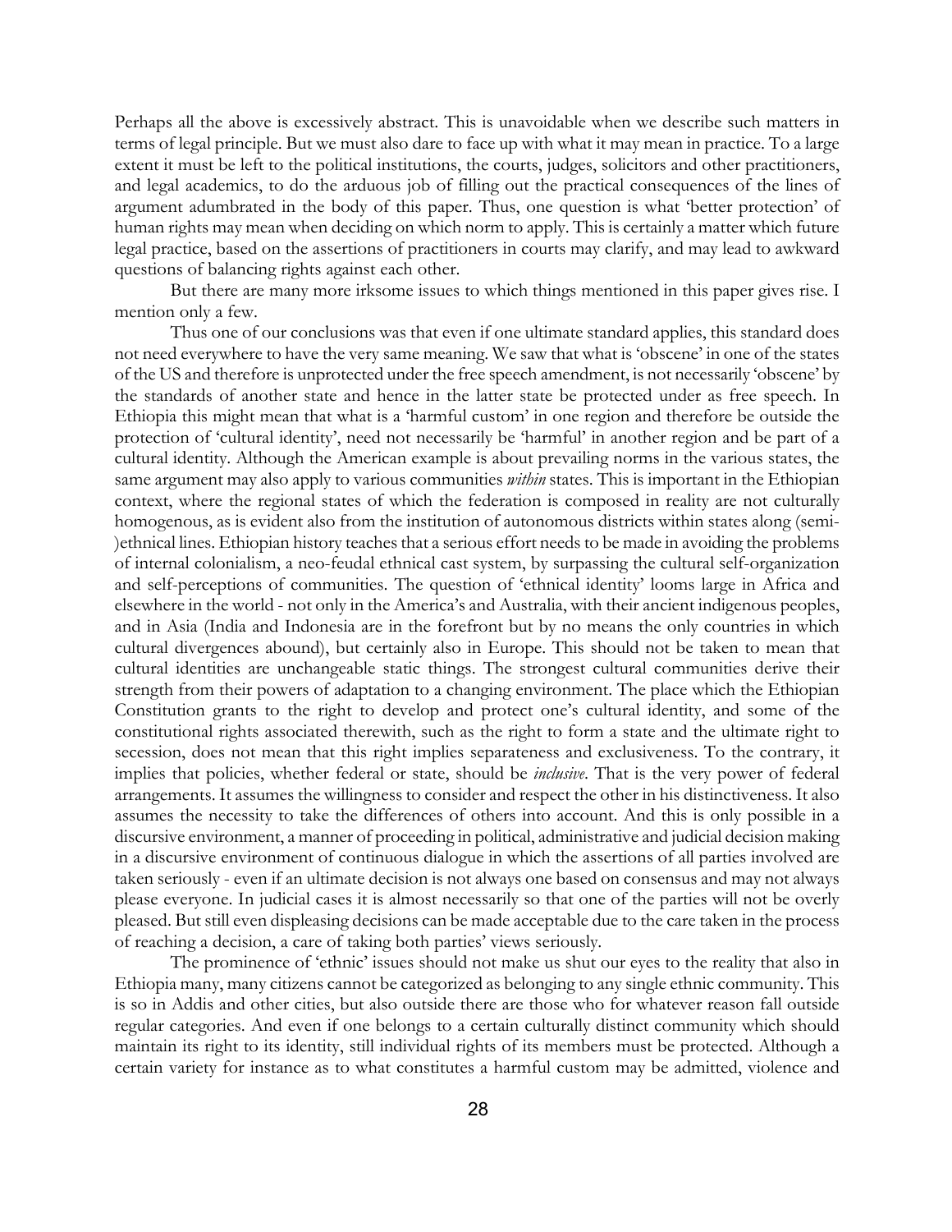Perhaps all the above is excessively abstract. This is unavoidable when we describe such matters in terms of legal principle. But we must also dare to face up with what it may mean in practice. To a large extent it must be left to the political institutions, the courts, judges, solicitors and other practitioners, and legal academics, to do the arduous job of filling out the practical consequences of the lines of argument adumbrated in the body of this paper. Thus, one question is what 'better protection' of human rights may mean when deciding on which norm to apply. This is certainly a matter which future legal practice, based on the assertions of practitioners in courts may clarify, and may lead to awkward questions of balancing rights against each other.

But there are many more irksome issues to which things mentioned in this paper gives rise. I mention only a few.

Thus one of our conclusions was that even if one ultimate standard applies, this standard does not need everywhere to have the very same meaning. We saw that what is 'obscene' in one of the states of the US and therefore is unprotected under the free speech amendment, is not necessarily 'obscene' by the standards of another state and hence in the latter state be protected under as free speech. In Ethiopia this might mean that what is a 'harmful custom' in one region and therefore be outside the protection of 'cultural identity', need not necessarily be 'harmful' in another region and be part of a cultural identity. Although the American example is about prevailing norms in the various states, the same argument may also apply to various communities *within* states. This is important in the Ethiopian context, where the regional states of which the federation is composed in reality are not culturally homogenous, as is evident also from the institution of autonomous districts within states along (semi-)ethnical lines. Ethiopian history teaches that a serious effort needs to be made in avoiding the problems of internal colonialism, a neo-feudal ethnical cast system, by surpassing the cultural self-organization and self-perceptions of communities. The question of 'ethnical identity' looms large in Africa and elsewhere in the world - not only in the America's and Australia, with their ancient indigenous peoples, and in Asia (India and Indonesia are in the forefront but by no means the only countries in which cultural divergences abound), but certainly also in Europe. This should not be taken to mean that cultural identities are unchangeable static things. The strongest cultural communities derive their strength from their powers of adaptation to a changing environment. The place which the Ethiopian Constitution grants to the right to develop and protect one's cultural identity, and some of the constitutional rights associated therewith, such as the right to form a state and the ultimate right to secession, does not mean that this right implies separateness and exclusiveness. To the contrary, it implies that policies, whether federal or state, should be *inclusive*. That is the very power of federal arrangements. It assumes the willingness to consider and respect the other in his distinctiveness. It also assumes the necessity to take the differences of others into account. And this is only possible in a discursive environment, a manner of proceeding in political, administrative and judicial decision making in a discursive environment of continuous dialogue in which the assertions of all parties involved are taken seriously - even if an ultimate decision is not always one based on consensus and may not always please everyone. In judicial cases it is almost necessarily so that one of the parties will not be overly pleased. But still even displeasing decisions can be made acceptable due to the care taken in the process of reaching a decision, a care of taking both parties' views seriously.

The prominence of 'ethnic' issues should not make us shut our eyes to the reality that also in Ethiopia many, many citizens cannot be categorized as belonging to any single ethnic community. This is so in Addis and other cities, but also outside there are those who for whatever reason fall outside regular categories. And even if one belongs to a certain culturally distinct community which should maintain its right to its identity, still individual rights of its members must be protected. Although a certain variety for instance as to what constitutes a harmful custom may be admitted, violence and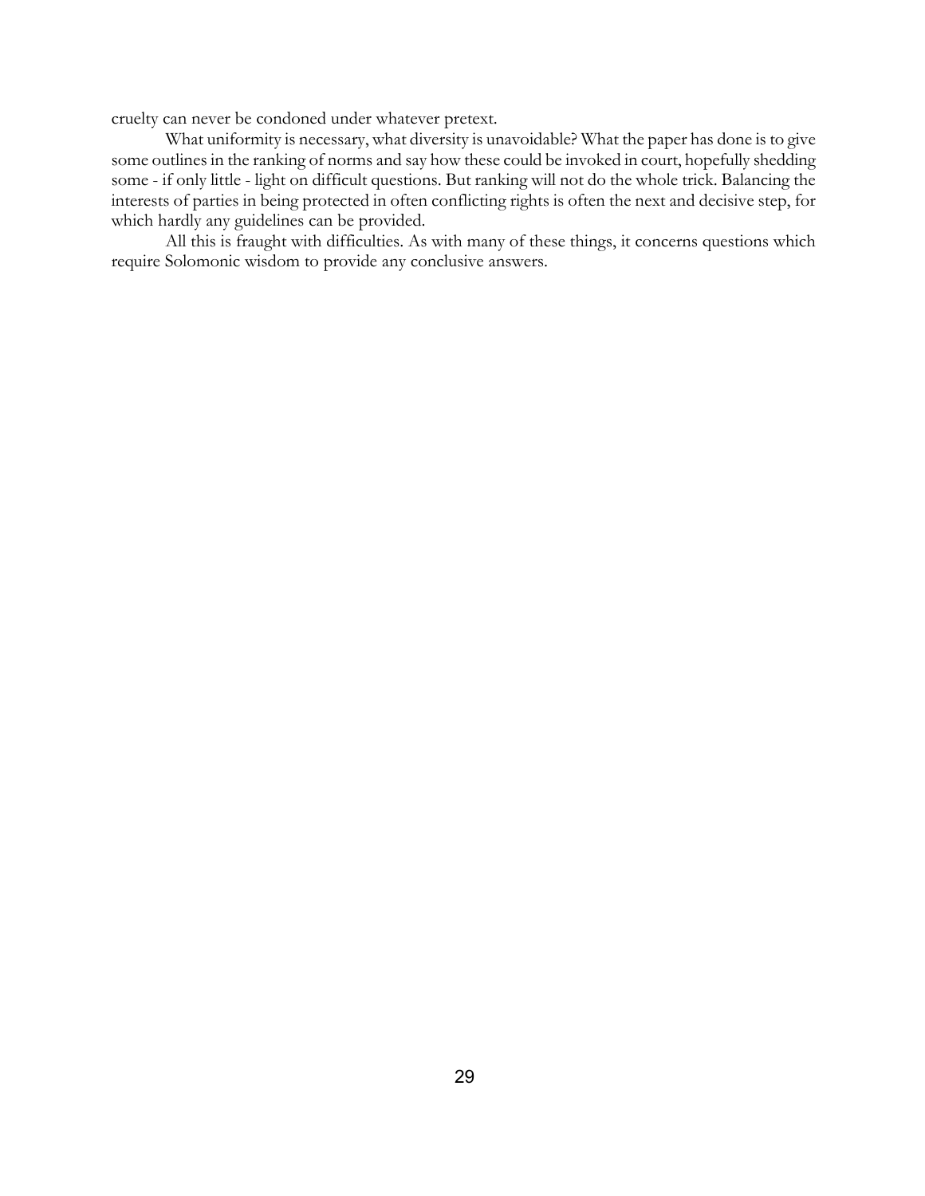cruelty can never be condoned under whatever pretext.

What uniformity is necessary, what diversity is unavoidable? What the paper has done is to give some outlines in the ranking of norms and say how these could be invoked in court, hopefully shedding some - if only little - light on difficult questions. But ranking will not do the whole trick. Balancing the interests of parties in being protected in often conflicting rights is often the next and decisive step, for which hardly any guidelines can be provided.

All this is fraught with difficulties. As with many of these things, it concerns questions which require Solomonic wisdom to provide any conclusive answers.